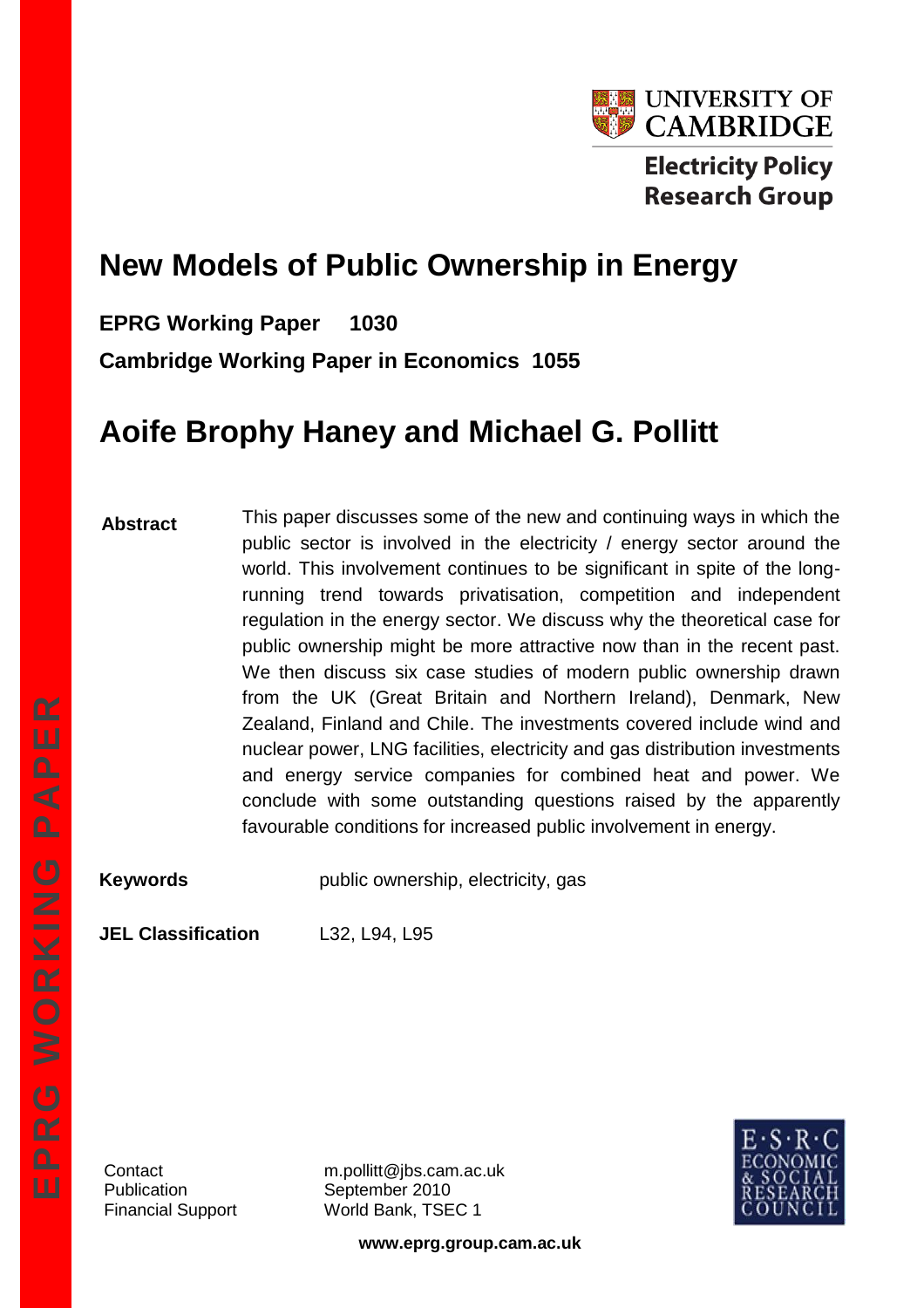UNIVERSITY OF CAMBRIDGE

Electricity Policy Research Group

# New Models of Public Ownership in Energy

**EPRG Working Paper 1030**

**Cambridge Working Paper in Economics 1055**

## Aoife Brophy Haney and Michael G. Pollitt

**Abstract**

This paper discusses some of the new and continuing ways in which the public sector is involved in the electricity / energy sector around the world. This involvement continues to be significant in spite of the long-running trend towards privatisation, competition and independent regulation in the energy sector. We discuss why the theoretical case for public ownership might be more attractive now than in the recent past. We then discuss six case studies of modern public ownership drawn from the UK (Great Britain and Northern Ireland), Denmark, New Zealand, Finland and Chile. The investments covered include wind and nuclear power, LNG facilities, electricity and gas distribution investments and energy service companies for combined heat and power. We conclude with some outstanding questions raised by the apparently favourable conditions for increased public involvement in energy.

**Keywords** public ownership, electricity, gas

**JEL Classification** L32, L94, L95

EPRG WORKING PAPER

Contact m.pollitt@jbs.cam.ac.uk
Publication September 2010
Financial Support World Bank, TSEC 1

E·S·R·C ECONOMIC & SOCIAL RESEARCH COUNCIL

**www.eprg.group.cam.ac.uk**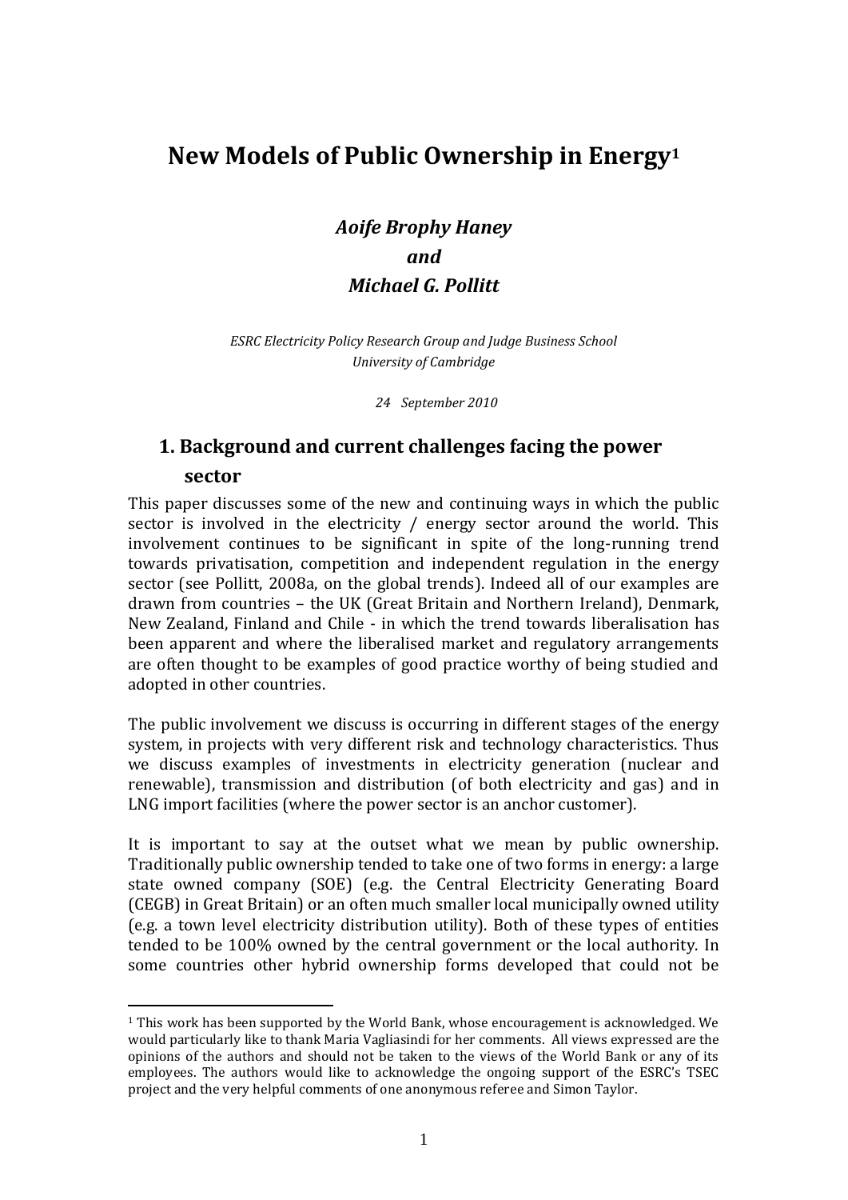# New Models of Public Ownership in Energy[1]

***Aoife Brophy Haney***
***and***
***Michael G. Pollitt***

*ESRC Electricity Policy Research Group and Judge Business School*
*University of Cambridge*

*24 September 2010*

## 1. Background and current challenges facing the power sector

This paper discusses some of the new and continuing ways in which the public sector is involved in the electricity / energy sector around the world. This involvement continues to be significant in spite of the long-running trend towards privatisation, competition and independent regulation in the energy sector (see Pollitt, 2008a, on the global trends). Indeed all of our examples are drawn from countries – the UK (Great Britain and Northern Ireland), Denmark, New Zealand, Finland and Chile - in which the trend towards liberalisation has been apparent and where the liberalised market and regulatory arrangements are often thought to be examples of good practice worthy of being studied and adopted in other countries.

The public involvement we discuss is occurring in different stages of the energy system, in projects with very different risk and technology characteristics. Thus we discuss examples of investments in electricity generation (nuclear and renewable), transmission and distribution (of both electricity and gas) and in LNG import facilities (where the power sector is an anchor customer).

It is important to say at the outset what we mean by public ownership. Traditionally public ownership tended to take one of two forms in energy: a large state owned company (SOE) (e.g. the Central Electricity Generating Board (CEGB) in Great Britain) or an often much smaller local municipally owned utility (e.g. a town level electricity distribution utility). Both of these types of entities tended to be 100% owned by the central government or the local authority. In some countries other hybrid ownership forms developed that could not be

[1] This work has been supported by the World Bank, whose encouragement is acknowledged. We would particularly like to thank Maria Vagliasindi for her comments. All views expressed are the opinions of the authors and should not be taken to the views of the World Bank or any of its employees. The authors would like to acknowledge the ongoing support of the ESRC's TSEC project and the very helpful comments of one anonymous referee and Simon Taylor.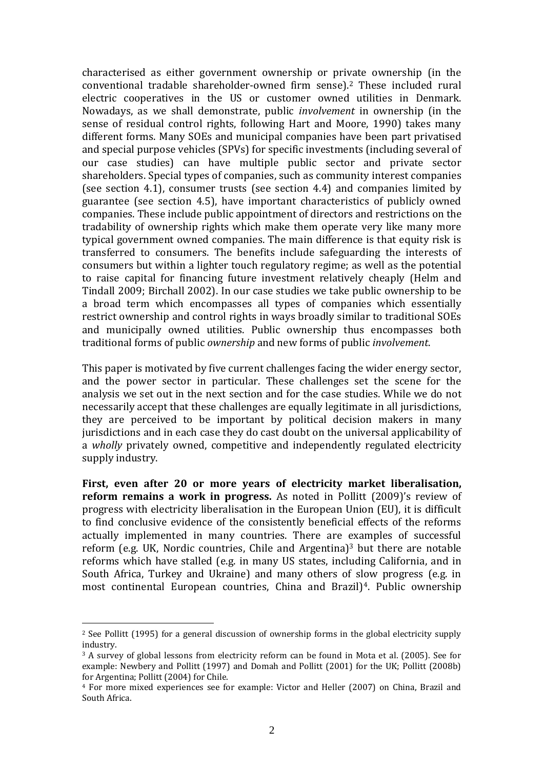characterised as either government ownership or private ownership (in the conventional tradable shareholder-owned firm sense).[2] These included rural electric cooperatives in the US or customer owned utilities in Denmark. Nowadays, as we shall demonstrate, public *involvement* in ownership (in the sense of residual control rights, following Hart and Moore, 1990) takes many different forms. Many SOEs and municipal companies have been part privatised and special purpose vehicles (SPVs) for specific investments (including several of our case studies) can have multiple public sector and private sector shareholders. Special types of companies, such as community interest companies (see section 4.1), consumer trusts (see section 4.4) and companies limited by guarantee (see section 4.5), have important characteristics of publicly owned companies. These include public appointment of directors and restrictions on the tradability of ownership rights which make them operate very like many more typical government owned companies. The main difference is that equity risk is transferred to consumers. The benefits include safeguarding the interests of consumers but within a lighter touch regulatory regime; as well as the potential to raise capital for financing future investment relatively cheaply (Helm and Tindall 2009; Birchall 2002). In our case studies we take public ownership to be a broad term which encompasses all types of companies which essentially restrict ownership and control rights in ways broadly similar to traditional SOEs and municipally owned utilities. Public ownership thus encompasses both traditional forms of public *ownership* and new forms of public *involvement*.

This paper is motivated by five current challenges facing the wider energy sector, and the power sector in particular. These challenges set the scene for the analysis we set out in the next section and for the case studies. While we do not necessarily accept that these challenges are equally legitimate in all jurisdictions, they are perceived to be important by political decision makers in many jurisdictions and in each case they do cast doubt on the universal applicability of a *wholly* privately owned, competitive and independently regulated electricity supply industry.

**First, even after 20 or more years of electricity market liberalisation, reform remains a work in progress.** As noted in Pollitt (2009)'s review of progress with electricity liberalisation in the European Union (EU), it is difficult to find conclusive evidence of the consistently beneficial effects of the reforms actually implemented in many countries. There are examples of successful reform (e.g. UK, Nordic countries, Chile and Argentina)[3] but there are notable reforms which have stalled (e.g. in many US states, including California, and in South Africa, Turkey and Ukraine) and many others of slow progress (e.g. in most continental European countries, China and Brazil)[4]. Public ownership

[2] See Pollitt (1995) for a general discussion of ownership forms in the global electricity supply industry.

[3] A survey of global lessons from electricity reform can be found in Mota et al. (2005). See for example: Newbery and Pollitt (1997) and Domah and Pollitt (2001) for the UK; Pollitt (2008b) for Argentina; Pollitt (2004) for Chile.

[4] For more mixed experiences see for example: Victor and Heller (2007) on China, Brazil and South Africa.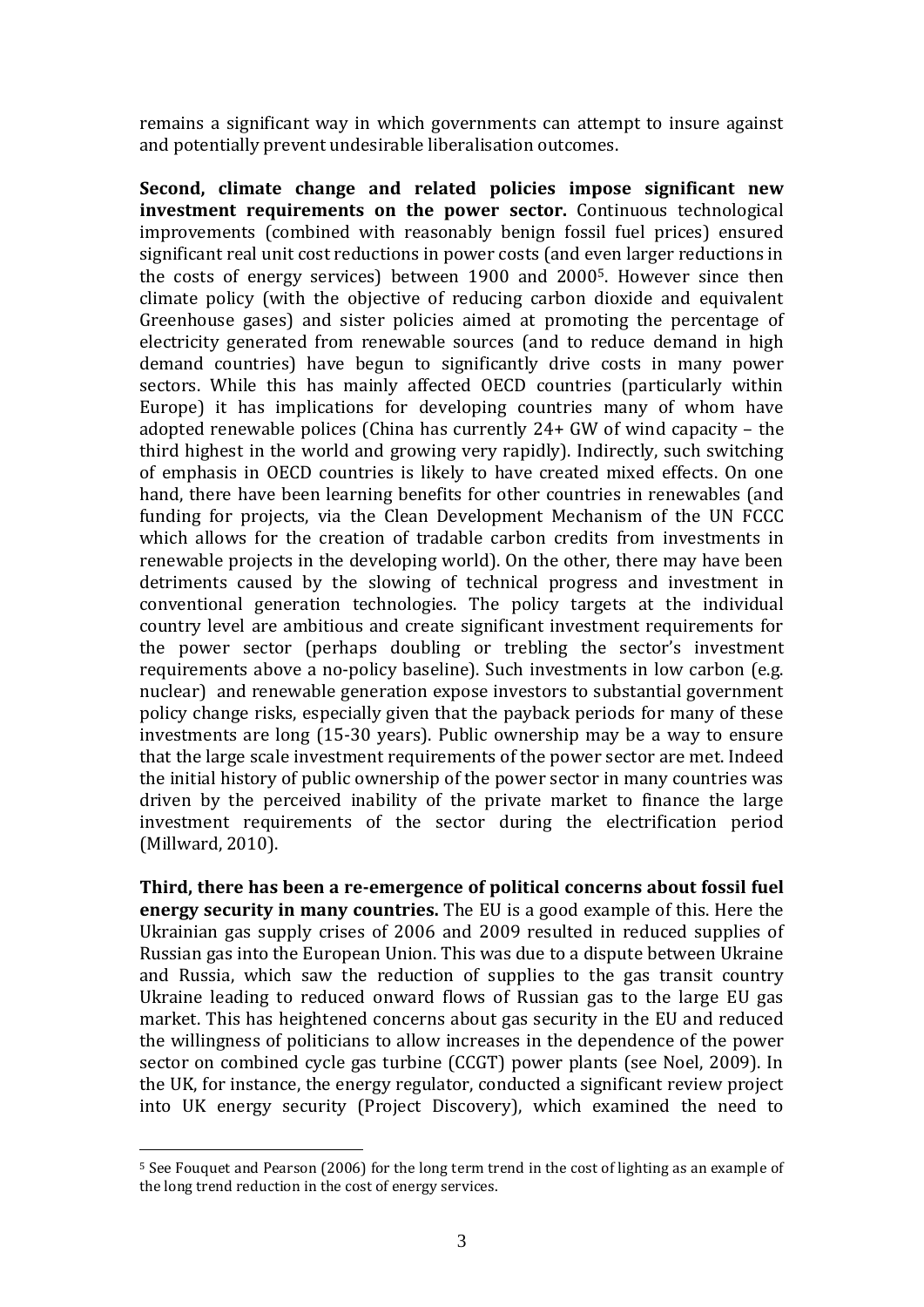remains a significant way in which governments can attempt to insure against and potentially prevent undesirable liberalisation outcomes.

**Second, climate change and related policies impose significant new investment requirements on the power sector.** Continuous technological improvements (combined with reasonably benign fossil fuel prices) ensured significant real unit cost reductions in power costs (and even larger reductions in the costs of energy services) between 1900 and 2000[5]. However since then climate policy (with the objective of reducing carbon dioxide and equivalent Greenhouse gases) and sister policies aimed at promoting the percentage of electricity generated from renewable sources (and to reduce demand in high demand countries) have begun to significantly drive costs in many power sectors. While this has mainly affected OECD countries (particularly within Europe) it has implications for developing countries many of whom have adopted renewable polices (China has currently 24+ GW of wind capacity – the third highest in the world and growing very rapidly). Indirectly, such switching of emphasis in OECD countries is likely to have created mixed effects. On one hand, there have been learning benefits for other countries in renewables (and funding for projects, via the Clean Development Mechanism of the UN FCCC which allows for the creation of tradable carbon credits from investments in renewable projects in the developing world). On the other, there may have been detriments caused by the slowing of technical progress and investment in conventional generation technologies. The policy targets at the individual country level are ambitious and create significant investment requirements for the power sector (perhaps doubling or trebling the sector's investment requirements above a no-policy baseline). Such investments in low carbon (e.g. nuclear) and renewable generation expose investors to substantial government policy change risks, especially given that the payback periods for many of these investments are long (15-30 years). Public ownership may be a way to ensure that the large scale investment requirements of the power sector are met. Indeed the initial history of public ownership of the power sector in many countries was driven by the perceived inability of the private market to finance the large investment requirements of the sector during the electrification period (Millward, 2010).

**Third, there has been a re-emergence of political concerns about fossil fuel energy security in many countries.** The EU is a good example of this. Here the Ukrainian gas supply crises of 2006 and 2009 resulted in reduced supplies of Russian gas into the European Union. This was due to a dispute between Ukraine and Russia, which saw the reduction of supplies to the gas transit country Ukraine leading to reduced onward flows of Russian gas to the large EU gas market. This has heightened concerns about gas security in the EU and reduced the willingness of politicians to allow increases in the dependence of the power sector on combined cycle gas turbine (CCGT) power plants (see Noel, 2009). In the UK, for instance, the energy regulator, conducted a significant review project into UK energy security (Project Discovery), which examined the need to

[5] See Fouquet and Pearson (2006) for the long term trend in the cost of lighting as an example of the long trend reduction in the cost of energy services.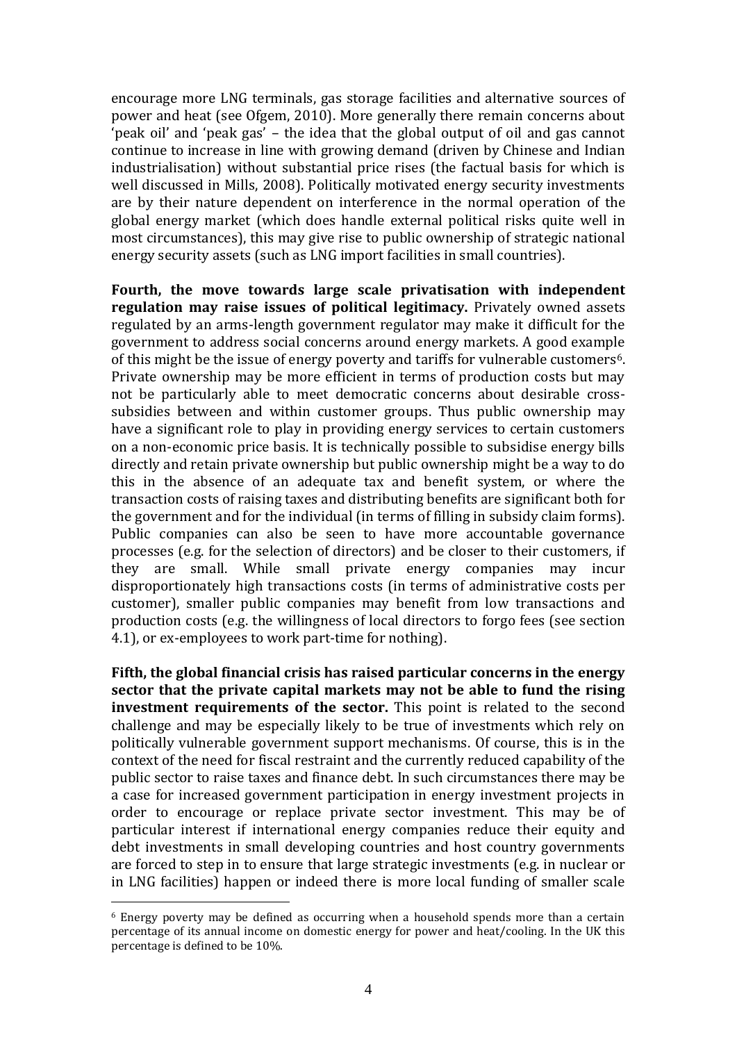encourage more LNG terminals, gas storage facilities and alternative sources of power and heat (see Ofgem, 2010). More generally there remain concerns about 'peak oil' and 'peak gas' – the idea that the global output of oil and gas cannot continue to increase in line with growing demand (driven by Chinese and Indian industrialisation) without substantial price rises (the factual basis for which is well discussed in Mills, 2008). Politically motivated energy security investments are by their nature dependent on interference in the normal operation of the global energy market (which does handle external political risks quite well in most circumstances), this may give rise to public ownership of strategic national energy security assets (such as LNG import facilities in small countries).

**Fourth, the move towards large scale privatisation with independent regulation may raise issues of political legitimacy.** Privately owned assets regulated by an arms-length government regulator may make it difficult for the government to address social concerns around energy markets. A good example of this might be the issue of energy poverty and tariffs for vulnerable customers[6]. Private ownership may be more efficient in terms of production costs but may not be particularly able to meet democratic concerns about desirable cross-subsidies between and within customer groups. Thus public ownership may have a significant role to play in providing energy services to certain customers on a non-economic price basis. It is technically possible to subsidise energy bills directly and retain private ownership but public ownership might be a way to do this in the absence of an adequate tax and benefit system, or where the transaction costs of raising taxes and distributing benefits are significant both for the government and for the individual (in terms of filling in subsidy claim forms). Public companies can also be seen to have more accountable governance processes (e.g. for the selection of directors) and be closer to their customers, if they are small. While small private energy companies may incur disproportionately high transactions costs (in terms of administrative costs per customer), smaller public companies may benefit from low transactions and production costs (e.g. the willingness of local directors to forgo fees (see section 4.1), or ex-employees to work part-time for nothing).

**Fifth, the global financial crisis has raised particular concerns in the energy sector that the private capital markets may not be able to fund the rising investment requirements of the sector.** This point is related to the second challenge and may be especially likely to be true of investments which rely on politically vulnerable government support mechanisms. Of course, this is in the context of the need for fiscal restraint and the currently reduced capability of the public sector to raise taxes and finance debt. In such circumstances there may be a case for increased government participation in energy investment projects in order to encourage or replace private sector investment. This may be of particular interest if international energy companies reduce their equity and debt investments in small developing countries and host country governments are forced to step in to ensure that large strategic investments (e.g. in nuclear or in LNG facilities) happen or indeed there is more local funding of smaller scale

[6] Energy poverty may be defined as occurring when a household spends more than a certain percentage of its annual income on domestic energy for power and heat/cooling. In the UK this percentage is defined to be 10%.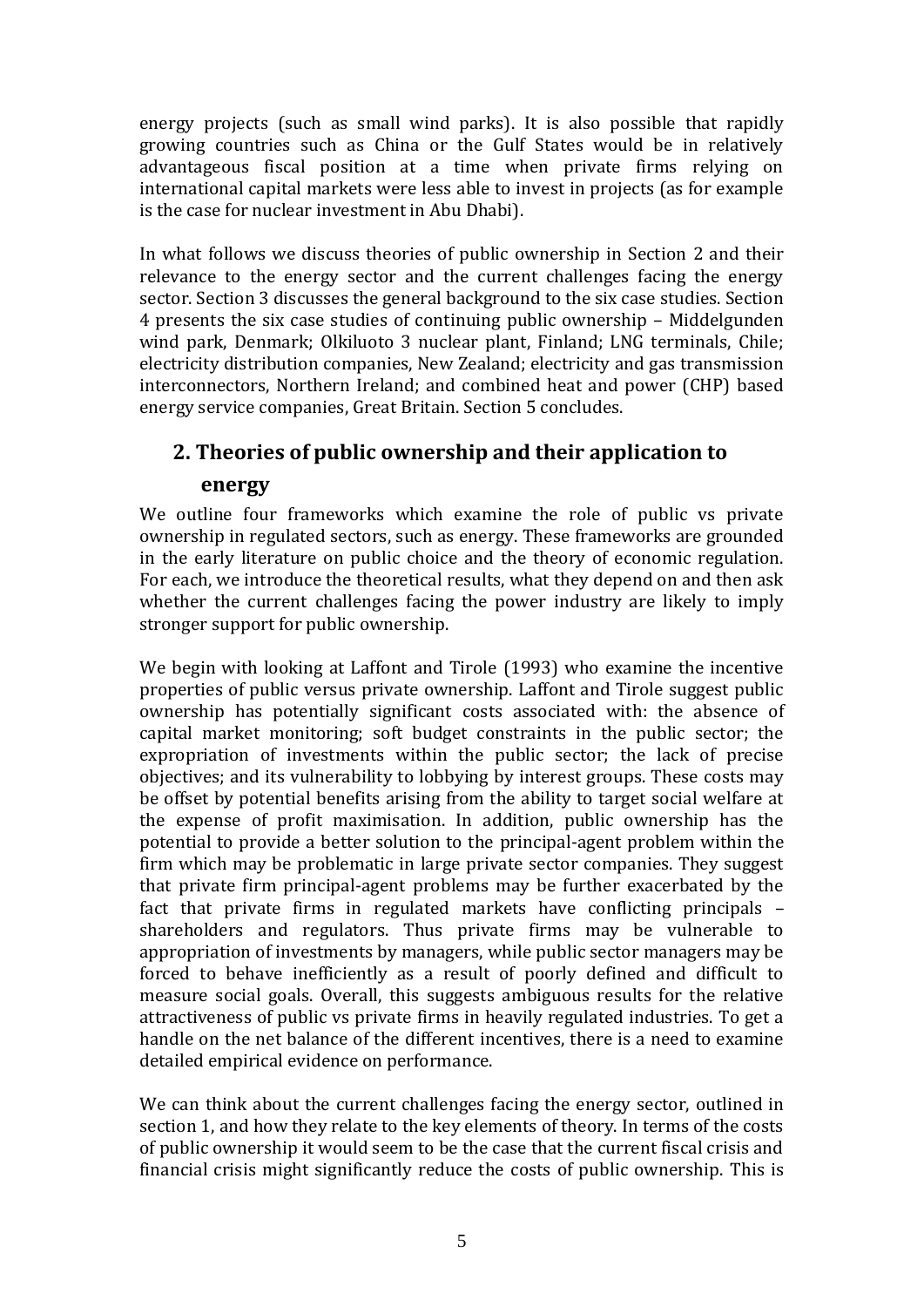energy projects (such as small wind parks). It is also possible that rapidly growing countries such as China or the Gulf States would be in relatively advantageous fiscal position at a time when private firms relying on international capital markets were less able to invest in projects (as for example is the case for nuclear investment in Abu Dhabi).

In what follows we discuss theories of public ownership in Section 2 and their relevance to the energy sector and the current challenges facing the energy sector. Section 3 discusses the general background to the six case studies. Section 4 presents the six case studies of continuing public ownership – Middelgunden wind park, Denmark; Olkiluoto 3 nuclear plant, Finland; LNG terminals, Chile; electricity distribution companies, New Zealand; electricity and gas transmission interconnectors, Northern Ireland; and combined heat and power (CHP) based energy service companies, Great Britain. Section 5 concludes.

## 2. Theories of public ownership and their application to energy

We outline four frameworks which examine the role of public vs private ownership in regulated sectors, such as energy. These frameworks are grounded in the early literature on public choice and the theory of economic regulation. For each, we introduce the theoretical results, what they depend on and then ask whether the current challenges facing the power industry are likely to imply stronger support for public ownership.

We begin with looking at Laffont and Tirole (1993) who examine the incentive properties of public versus private ownership. Laffont and Tirole suggest public ownership has potentially significant costs associated with: the absence of capital market monitoring; soft budget constraints in the public sector; the expropriation of investments within the public sector; the lack of precise objectives; and its vulnerability to lobbying by interest groups. These costs may be offset by potential benefits arising from the ability to target social welfare at the expense of profit maximisation. In addition, public ownership has the potential to provide a better solution to the principal-agent problem within the firm which may be problematic in large private sector companies. They suggest that private firm principal-agent problems may be further exacerbated by the fact that private firms in regulated markets have conflicting principals – shareholders and regulators. Thus private firms may be vulnerable to appropriation of investments by managers, while public sector managers may be forced to behave inefficiently as a result of poorly defined and difficult to measure social goals. Overall, this suggests ambiguous results for the relative attractiveness of public vs private firms in heavily regulated industries. To get a handle on the net balance of the different incentives, there is a need to examine detailed empirical evidence on performance.

We can think about the current challenges facing the energy sector, outlined in section 1, and how they relate to the key elements of theory. In terms of the costs of public ownership it would seem to be the case that the current fiscal crisis and financial crisis might significantly reduce the costs of public ownership. This is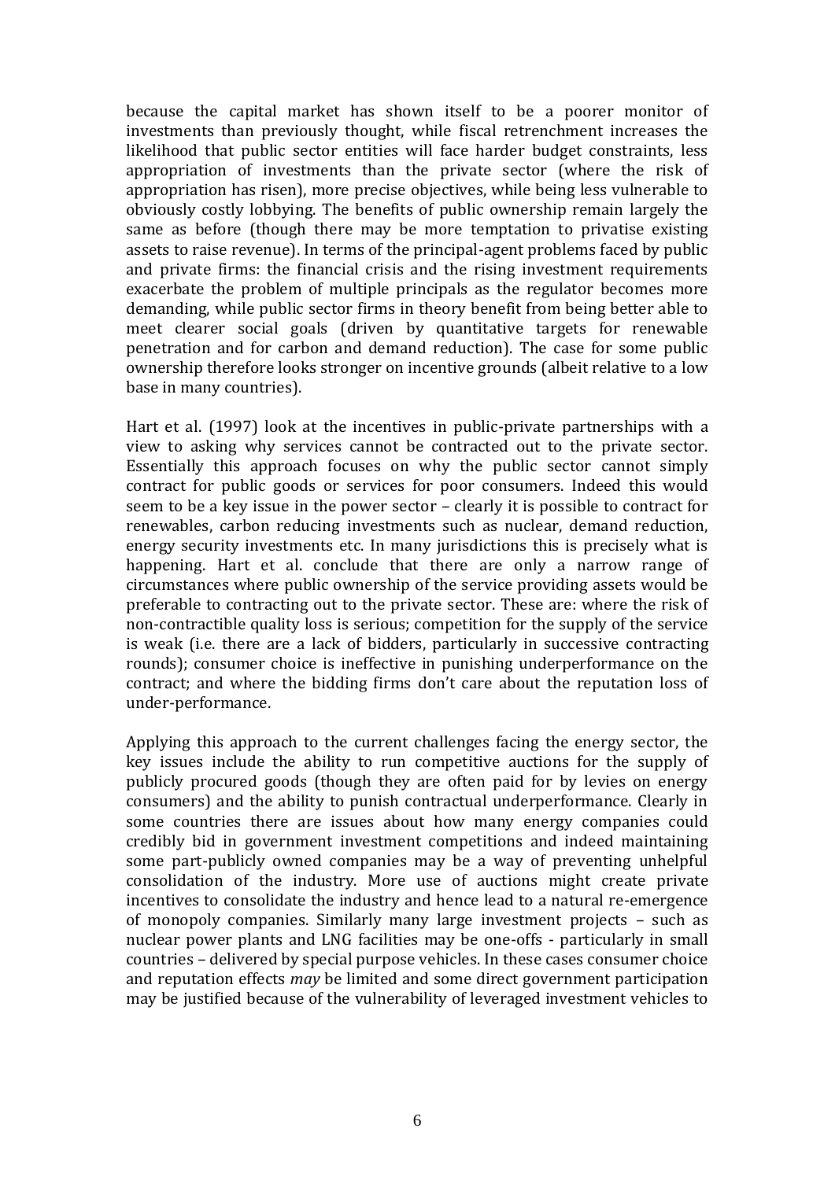because the capital market has shown itself to be a poorer monitor of investments than previously thought, while fiscal retrenchment increases the likelihood that public sector entities will face harder budget constraints, less appropriation of investments than the private sector (where the risk of appropriation has risen), more precise objectives, while being less vulnerable to obviously costly lobbying. The benefits of public ownership remain largely the same as before (though there may be more temptation to privatise existing assets to raise revenue). In terms of the principal-agent problems faced by public and private firms: the financial crisis and the rising investment requirements exacerbate the problem of multiple principals as the regulator becomes more demanding, while public sector firms in theory benefit from being better able to meet clearer social goals (driven by quantitative targets for renewable penetration and for carbon and demand reduction). The case for some public ownership therefore looks stronger on incentive grounds (albeit relative to a low base in many countries).

Hart et al. (1997) look at the incentives in public-private partnerships with a view to asking why services cannot be contracted out to the private sector. Essentially this approach focuses on why the public sector cannot simply contract for public goods or services for poor consumers. Indeed this would seem to be a key issue in the power sector – clearly it is possible to contract for renewables, carbon reducing investments such as nuclear, demand reduction, energy security investments etc. In many jurisdictions this is precisely what is happening. Hart et al. conclude that there are only a narrow range of circumstances where public ownership of the service providing assets would be preferable to contracting out to the private sector. These are: where the risk of non-contractible quality loss is serious; competition for the supply of the service is weak (i.e. there are a lack of bidders, particularly in successive contracting rounds); consumer choice is ineffective in punishing underperformance on the contract; and where the bidding firms don't care about the reputation loss of under-performance.

Applying this approach to the current challenges facing the energy sector, the key issues include the ability to run competitive auctions for the supply of publicly procured goods (though they are often paid for by levies on energy consumers) and the ability to punish contractual underperformance. Clearly in some countries there are issues about how many energy companies could credibly bid in government investment competitions and indeed maintaining some part-publicly owned companies may be a way of preventing unhelpful consolidation of the industry. More use of auctions might create private incentives to consolidate the industry and hence lead to a natural re-emergence of monopoly companies. Similarly many large investment projects – such as nuclear power plants and LNG facilities may be one-offs - particularly in small countries – delivered by special purpose vehicles. In these cases consumer choice and reputation effects *may* be limited and some direct government participation may be justified because of the vulnerability of leveraged investment vehicles to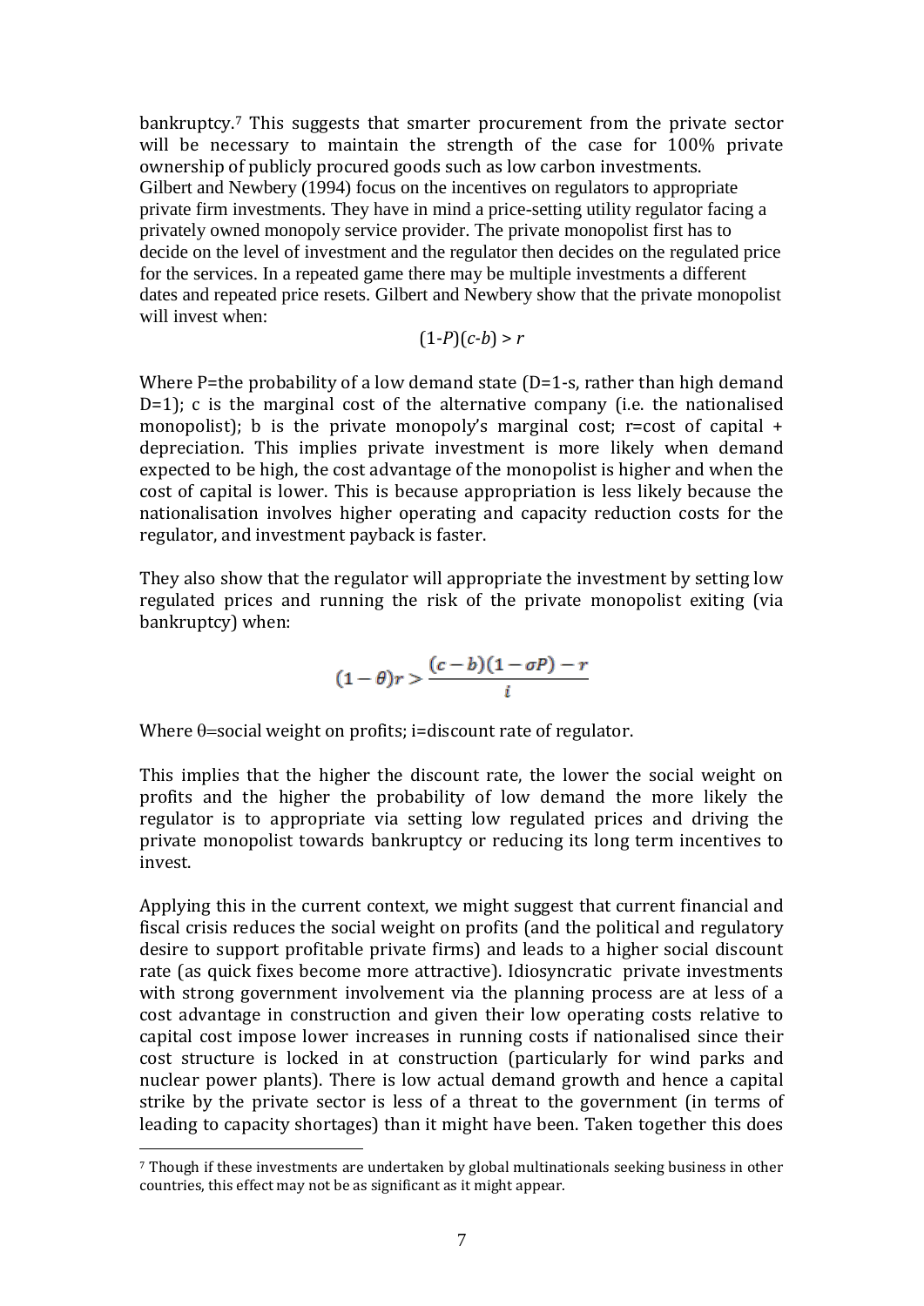bankruptcy.[7] This suggests that smarter procurement from the private sector will be necessary to maintain the strength of the case for 100% private ownership of publicly procured goods such as low carbon investments.

Gilbert and Newbery (1994) focus on the incentives on regulators to appropriate private firm investments. They have in mind a price-setting utility regulator facing a privately owned monopoly service provider. The private monopolist first has to decide on the level of investment and the regulator then decides on the regulated price for the services. In a repeated game there may be multiple investments a different dates and repeated price resets. Gilbert and Newbery show that the private monopolist will invest when:

$$(1-P)(c-b) > r$$

Where P=the probability of a low demand state (D=1-s, rather than high demand D=1); c is the marginal cost of the alternative company (i.e. the nationalised monopolist); b is the private monopoly's marginal cost; r=cost of capital + depreciation. This implies private investment is more likely when demand expected to be high, the cost advantage of the monopolist is higher and when the cost of capital is lower. This is because appropriation is less likely because the nationalisation involves higher operating and capacity reduction costs for the regulator, and investment payback is faster.

They also show that the regulator will appropriate the investment by setting low regulated prices and running the risk of the private monopolist exiting (via bankruptcy) when:

$$(1-\theta)r > \frac{(c-b)(1-\sigma P) - r}{i}$$

Where θ=social weight on profits; i=discount rate of regulator.

This implies that the higher the discount rate, the lower the social weight on profits and the higher the probability of low demand the more likely the regulator is to appropriate via setting low regulated prices and driving the private monopolist towards bankruptcy or reducing its long term incentives to invest.

Applying this in the current context, we might suggest that current financial and fiscal crisis reduces the social weight on profits (and the political and regulatory desire to support profitable private firms) and leads to a higher social discount rate (as quick fixes become more attractive). Idiosyncratic private investments with strong government involvement via the planning process are at less of a cost advantage in construction and given their low operating costs relative to capital cost impose lower increases in running costs if nationalised since their cost structure is locked in at construction (particularly for wind parks and nuclear power plants). There is low actual demand growth and hence a capital strike by the private sector is less of a threat to the government (in terms of leading to capacity shortages) than it might have been. Taken together this does

[7] Though if these investments are undertaken by global multinationals seeking business in other countries, this effect may not be as significant as it might appear.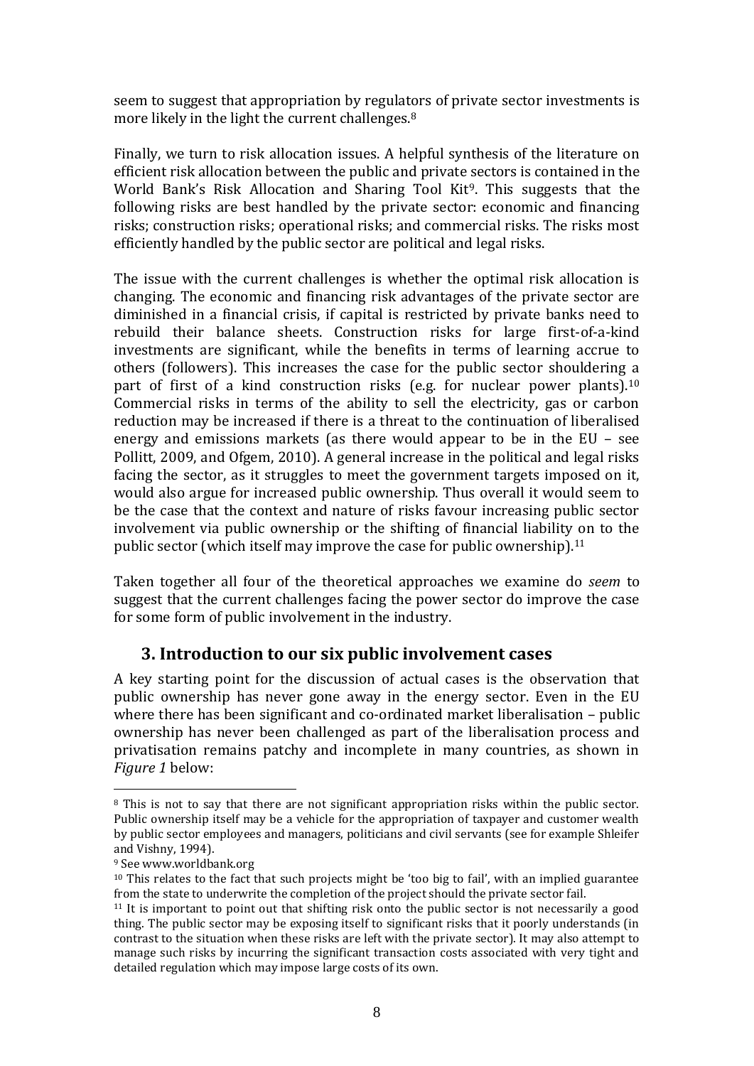seem to suggest that appropriation by regulators of private sector investments is more likely in the light the current challenges.[8]

Finally, we turn to risk allocation issues. A helpful synthesis of the literature on efficient risk allocation between the public and private sectors is contained in the World Bank's Risk Allocation and Sharing Tool Kit[9]. This suggests that the following risks are best handled by the private sector: economic and financing risks; construction risks; operational risks; and commercial risks. The risks most efficiently handled by the public sector are political and legal risks.

The issue with the current challenges is whether the optimal risk allocation is changing. The economic and financing risk advantages of the private sector are diminished in a financial crisis, if capital is restricted by private banks need to rebuild their balance sheets. Construction risks for large first-of-a-kind investments are significant, while the benefits in terms of learning accrue to others (followers). This increases the case for the public sector shouldering a part of first of a kind construction risks (e.g. for nuclear power plants).[10] Commercial risks in terms of the ability to sell the electricity, gas or carbon reduction may be increased if there is a threat to the continuation of liberalised energy and emissions markets (as there would appear to be in the EU – see Pollitt, 2009, and Ofgem, 2010). A general increase in the political and legal risks facing the sector, as it struggles to meet the government targets imposed on it, would also argue for increased public ownership. Thus overall it would seem to be the case that the context and nature of risks favour increasing public sector involvement via public ownership or the shifting of financial liability on to the public sector (which itself may improve the case for public ownership).[11]

Taken together all four of the theoretical approaches we examine do *seem* to suggest that the current challenges facing the power sector do improve the case for some form of public involvement in the industry.

## 3. Introduction to our six public involvement cases

A key starting point for the discussion of actual cases is the observation that public ownership has never gone away in the energy sector. Even in the EU where there has been significant and co-ordinated market liberalisation – public ownership has never been challenged as part of the liberalisation process and privatisation remains patchy and incomplete in many countries, as shown in *Figure 1* below:

---

[8] This is not to say that there are not significant appropriation risks within the public sector. Public ownership itself may be a vehicle for the appropriation of taxpayer and customer wealth by public sector employees and managers, politicians and civil servants (see for example Shleifer and Vishny, 1994).

[9] See www.worldbank.org

[10] This relates to the fact that such projects might be 'too big to fail', with an implied guarantee from the state to underwrite the completion of the project should the private sector fail.

[11] It is important to point out that shifting risk onto the public sector is not necessarily a good thing. The public sector may be exposing itself to significant risks that it poorly understands (in contrast to the situation when these risks are left with the private sector). It may also attempt to manage such risks by incurring the significant transaction costs associated with very tight and detailed regulation which may impose large costs of its own.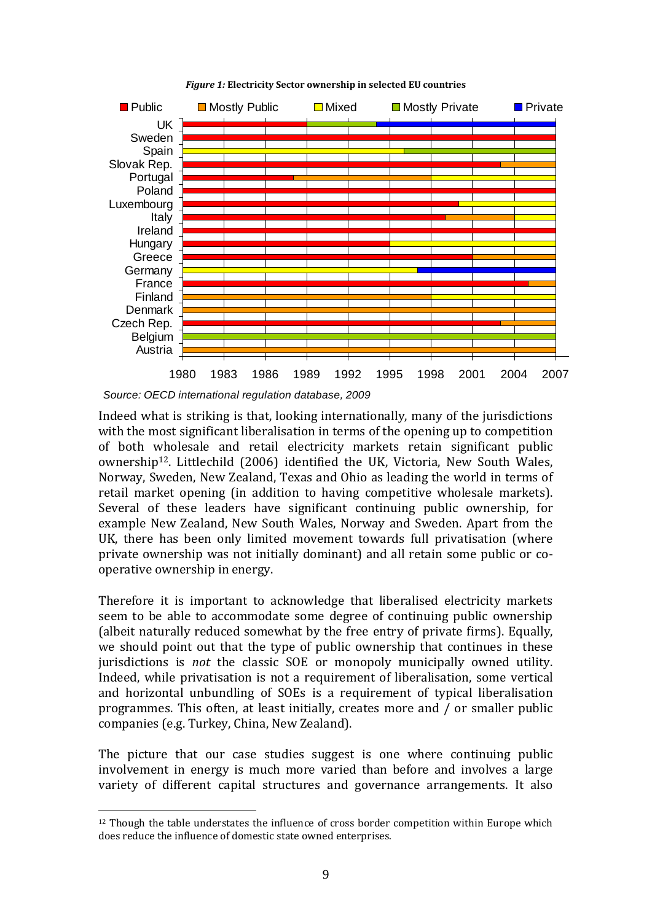*Figure 1:* **Electricity Sector ownership in selected EU countries**

Source: OECD international regulation database, 2009

Indeed what is striking is that, looking internationally, many of the jurisdictions with the most significant liberalisation in terms of the opening up to competition of both wholesale and retail electricity markets retain significant public ownership[12]. Littlechild (2006) identified the UK, Victoria, New South Wales, Norway, Sweden, New Zealand, Texas and Ohio as leading the world in terms of retail market opening (in addition to having competitive wholesale markets). Several of these leaders have significant continuing public ownership, for example New Zealand, New South Wales, Norway and Sweden. Apart from the UK, there has been only limited movement towards full privatisation (where private ownership was not initially dominant) and all retain some public or co-operative ownership in energy.

Therefore it is important to acknowledge that liberalised electricity markets seem to be able to accommodate some degree of continuing public ownership (albeit naturally reduced somewhat by the free entry of private firms). Equally, we should point out that the type of public ownership that continues in these jurisdictions is *not* the classic SOE or monopoly municipally owned utility. Indeed, while privatisation is not a requirement of liberalisation, some vertical and horizontal unbundling of SOEs is a requirement of typical liberalisation programmes. This often, at least initially, creates more and / or smaller public companies (e.g. Turkey, China, New Zealand).

The picture that our case studies suggest is one where continuing public involvement in energy is much more varied than before and involves a large variety of different capital structures and governance arrangements. It also

[12] Though the table understates the influence of cross border competition within Europe which does reduce the influence of domestic state owned enterprises.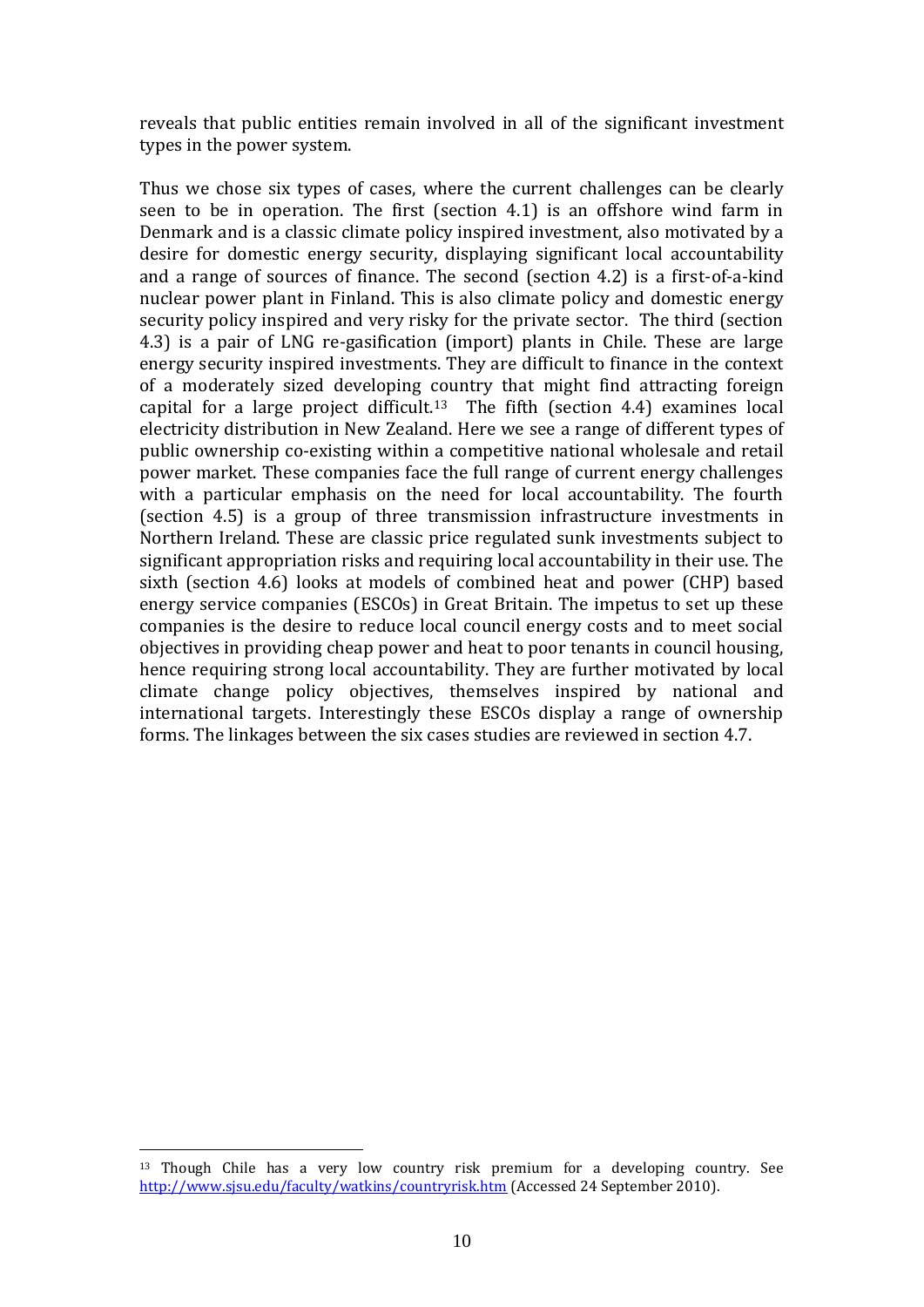reveals that public entities remain involved in all of the significant investment types in the power system.

Thus we chose six types of cases, where the current challenges can be clearly seen to be in operation. The first (section 4.1) is an offshore wind farm in Denmark and is a classic climate policy inspired investment, also motivated by a desire for domestic energy security, displaying significant local accountability and a range of sources of finance. The second (section 4.2) is a first-of-a-kind nuclear power plant in Finland. This is also climate policy and domestic energy security policy inspired and very risky for the private sector. The third (section 4.3) is a pair of LNG re-gasification (import) plants in Chile. These are large energy security inspired investments. They are difficult to finance in the context of a moderately sized developing country that might find attracting foreign capital for a large project difficult.[13] The fifth (section 4.4) examines local electricity distribution in New Zealand. Here we see a range of different types of public ownership co-existing within a competitive national wholesale and retail power market. These companies face the full range of current energy challenges with a particular emphasis on the need for local accountability. The fourth (section 4.5) is a group of three transmission infrastructure investments in Northern Ireland. These are classic price regulated sunk investments subject to significant appropriation risks and requiring local accountability in their use. The sixth (section 4.6) looks at models of combined heat and power (CHP) based energy service companies (ESCOs) in Great Britain. The impetus to set up these companies is the desire to reduce local council energy costs and to meet social objectives in providing cheap power and heat to poor tenants in council housing, hence requiring strong local accountability. They are further motivated by local climate change policy objectives, themselves inspired by national and international targets. Interestingly these ESCOs display a range of ownership forms. The linkages between the six cases studies are reviewed in section 4.7.

[13] Though Chile has a very low country risk premium for a developing country. See http://www.sjsu.edu/faculty/watkins/countryrisk.htm (Accessed 24 September 2010).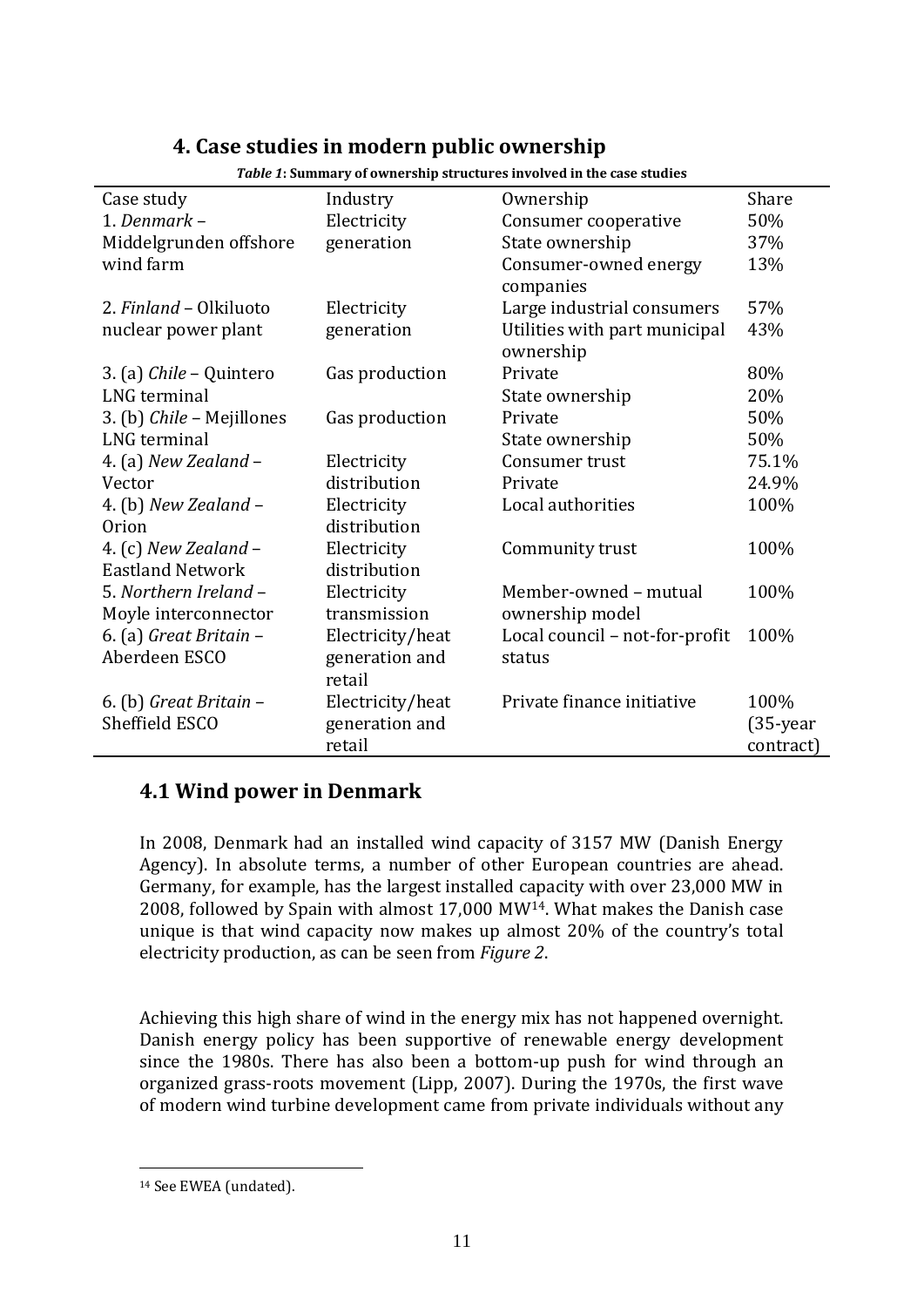## 4. Case studies in modern public ownership

***Table 1*: Summary of ownership structures involved in the case studies**

| Case study | Industry | Ownership | Share |
|---|---|---|---|
| 1. *Denmark* – Middelgrunden offshore wind farm | Electricity generation | Consumer cooperative<br>State ownership<br>Consumer-owned energy companies | 50%<br>37%<br>13% |
| 2. *Finland* – Olkiluoto nuclear power plant | Electricity generation | Large industrial consumers<br>Utilities with part municipal ownership | 57%<br>43% |
| 3. (a) *Chile* – Quintero LNG terminal | Gas production | Private<br>State ownership | 80%<br>20% |
| 3. (b) *Chile* – Mejillones LNG terminal | Gas production | Private<br>State ownership | 50%<br>50% |
| 4. (a) *New Zealand* – Vector | Electricity distribution | Consumer trust<br>Private | 75.1%<br>24.9% |
| 4. (b) *New Zealand* – Orion | Electricity distribution | Local authorities | 100% |
| 4. (c) *New Zealand* – Eastland Network | Electricity distribution | Community trust | 100% |
| 5. *Northern Ireland* – Moyle interconnector | Electricity transmission | Member-owned – mutual ownership model | 100% |
| 6. (a) *Great Britain* – Aberdeen ESCO | Electricity/heat generation and retail | Local council – not-for-profit status | 100% |
| 6. (b) *Great Britain* – Sheffield ESCO | Electricity/heat generation and retail | Private finance initiative | 100% (35-year contract) |

### 4.1 Wind power in Denmark

In 2008, Denmark had an installed wind capacity of 3157 MW (Danish Energy Agency). In absolute terms, a number of other European countries are ahead. Germany, for example, has the largest installed capacity with over 23,000 MW in 2008, followed by Spain with almost 17,000 MW[14]. What makes the Danish case unique is that wind capacity now makes up almost 20% of the country's total electricity production, as can be seen from *Figure 2*.

Achieving this high share of wind in the energy mix has not happened overnight. Danish energy policy has been supportive of renewable energy development since the 1980s. There has also been a bottom-up push for wind through an organized grass-roots movement (Lipp, 2007). During the 1970s, the first wave of modern wind turbine development came from private individuals without any

[14] See EWEA (undated).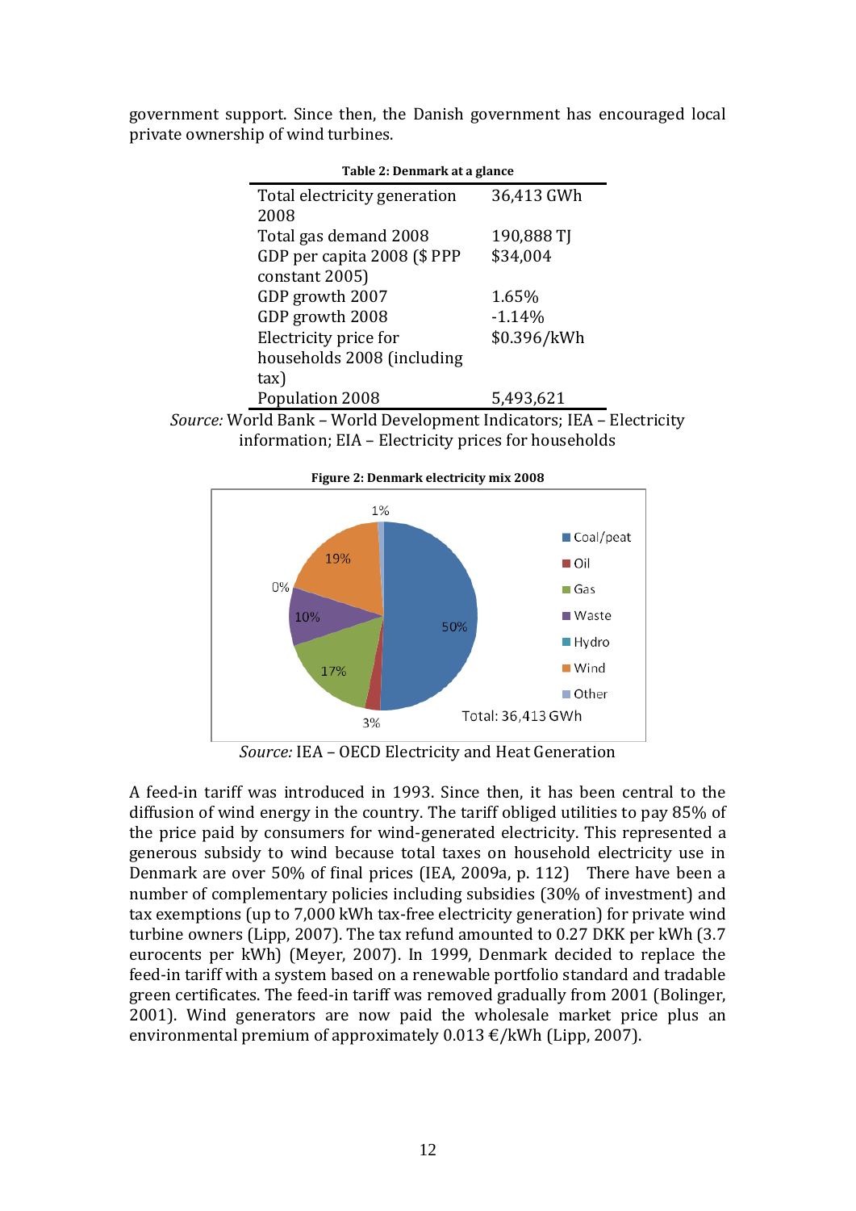government support. Since then, the Danish government has encouraged local private ownership of wind turbines.

**Table 2: Denmark at a glance**

| | |
|---|---|
| Total electricity generation 2008 | 36,413 GWh |
| Total gas demand 2008 | 190,888 TJ |
| GDP per capita 2008 ($ PPP constant 2005) | $34,004 |
| GDP growth 2007 | 1.65% |
| GDP growth 2008 | -1.14% |
| Electricity price for households 2008 (including tax) | $0.396/kWh |
| Population 2008 | 5,493,621 |

*Source:* World Bank – World Development Indicators; IEA – Electricity information; EIA – Electricity prices for households

**Figure 2: Denmark electricity mix 2008**

| Source | Share |
|---|---|
| Coal/peat | 50% |
| Oil | 3% |
| Gas | 17% |
| Waste | 10% |
| Hydro | 0% |
| Wind | 19% |
| Other | 1% |

Total: 36,413 GWh

*Source:* IEA – OECD Electricity and Heat Generation

A feed-in tariff was introduced in 1993. Since then, it has been central to the diffusion of wind energy in the country. The tariff obliged utilities to pay 85% of the price paid by consumers for wind-generated electricity. This represented a generous subsidy to wind because total taxes on household electricity use in Denmark are over 50% of final prices (IEA, 2009a, p. 112) There have been a number of complementary policies including subsidies (30% of investment) and tax exemptions (up to 7,000 kWh tax-free electricity generation) for private wind turbine owners (Lipp, 2007). The tax refund amounted to 0.27 DKK per kWh (3.7 eurocents per kWh) (Meyer, 2007). In 1999, Denmark decided to replace the feed-in tariff with a system based on a renewable portfolio standard and tradable green certificates. The feed-in tariff was removed gradually from 2001 (Bolinger, 2001). Wind generators are now paid the wholesale market price plus an environmental premium of approximately 0.013 €/kWh (Lipp, 2007).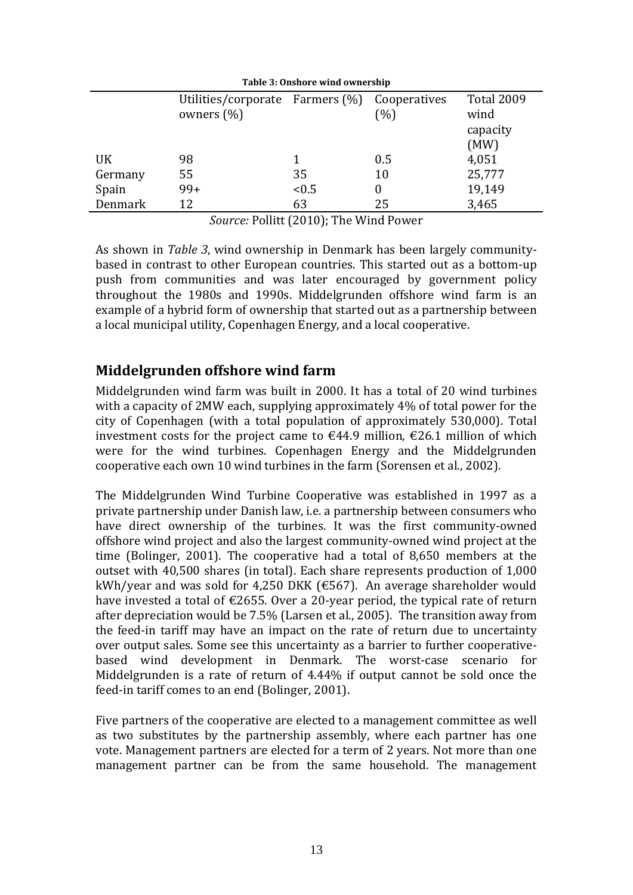**Table 3: Onshore wind ownership**

| | Utilities/corporate owners (%) | Farmers (%) | Cooperatives (%) | Total 2009 wind capacity (MW) |
|---|---|---|---|---|
| UK | 98 | 1 | 0.5 | 4,051 |
| Germany | 55 | 35 | 10 | 25,777 |
| Spain | 99+ | <0.5 | 0 | 19,149 |
| Denmark | 12 | 63 | 25 | 3,465 |

*Source:* Pollitt (2010); The Wind Power

As shown in *Table 3*, wind ownership in Denmark has been largely community-based in contrast to other European countries. This started out as a bottom-up push from communities and was later encouraged by government policy throughout the 1980s and 1990s. Middelgrunden offshore wind farm is an example of a hybrid form of ownership that started out as a partnership between a local municipal utility, Copenhagen Energy, and a local cooperative.

## Middelgrunden offshore wind farm

Middelgrunden wind farm was built in 2000. It has a total of 20 wind turbines with a capacity of 2MW each, supplying approximately 4% of total power for the city of Copenhagen (with a total population of approximately 530,000). Total investment costs for the project came to €44.9 million, €26.1 million of which were for the wind turbines. Copenhagen Energy and the Middelgrunden cooperative each own 10 wind turbines in the farm (Sorensen et al., 2002).

The Middelgrunden Wind Turbine Cooperative was established in 1997 as a private partnership under Danish law, i.e. a partnership between consumers who have direct ownership of the turbines. It was the first community-owned offshore wind project and also the largest community-owned wind project at the time (Bolinger, 2001). The cooperative had a total of 8,650 members at the outset with 40,500 shares (in total). Each share represents production of 1,000 kWh/year and was sold for 4,250 DKK (€567). An average shareholder would have invested a total of €2655. Over a 20-year period, the typical rate of return after depreciation would be 7.5% (Larsen et al., 2005). The transition away from the feed-in tariff may have an impact on the rate of return due to uncertainty over output sales. Some see this uncertainty as a barrier to further cooperative-based wind development in Denmark. The worst-case scenario for Middelgrunden is a rate of return of 4.44% if output cannot be sold once the feed-in tariff comes to an end (Bolinger, 2001).

Five partners of the cooperative are elected to a management committee as well as two substitutes by the partnership assembly, where each partner has one vote. Management partners are elected for a term of 2 years. Not more than one management partner can be from the same household. The management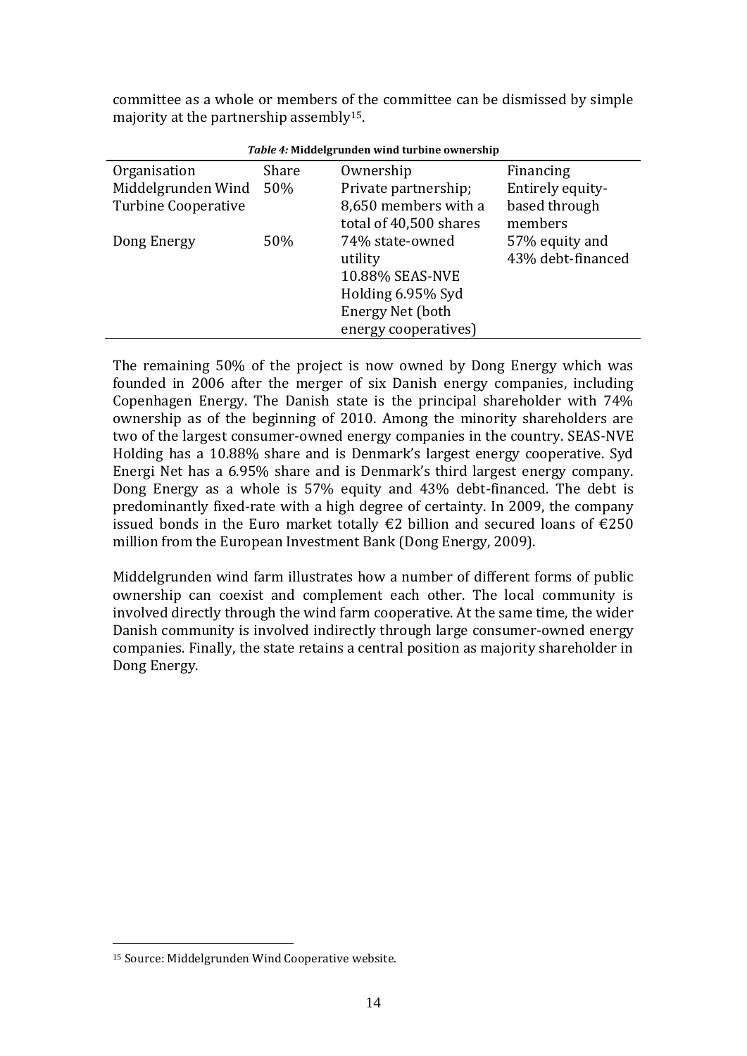committee as a whole or members of the committee can be dismissed by simple majority at the partnership assembly[15].

***Table 4:* Middelgrunden wind turbine ownership**

| Organisation | Share | Ownership | Financing |
|---|---|---|---|
| Middelgrunden Wind Turbine Cooperative | 50% | Private partnership; 8,650 members with a total of 40,500 shares | Entirely equity-based through members |
| Dong Energy | 50% | 74% state-owned utility 10.88% SEAS-NVE Holding 6.95% Syd Energy Net (both energy cooperatives) | 57% equity and 43% debt-financed |

The remaining 50% of the project is now owned by Dong Energy which was founded in 2006 after the merger of six Danish energy companies, including Copenhagen Energy. The Danish state is the principal shareholder with 74% ownership as of the beginning of 2010. Among the minority shareholders are two of the largest consumer-owned energy companies in the country. SEAS-NVE Holding has a 10.88% share and is Denmark's largest energy cooperative. Syd Energi Net has a 6.95% share and is Denmark's third largest energy company. Dong Energy as a whole is 57% equity and 43% debt-financed. The debt is predominantly fixed-rate with a high degree of certainty. In 2009, the company issued bonds in the Euro market totally €2 billion and secured loans of €250 million from the European Investment Bank (Dong Energy, 2009).

Middelgrunden wind farm illustrates how a number of different forms of public ownership can coexist and complement each other. The local community is involved directly through the wind farm cooperative. At the same time, the wider Danish community is involved indirectly through large consumer-owned energy companies. Finally, the state retains a central position as majority shareholder in Dong Energy.

[15] Source: Middelgrunden Wind Cooperative website.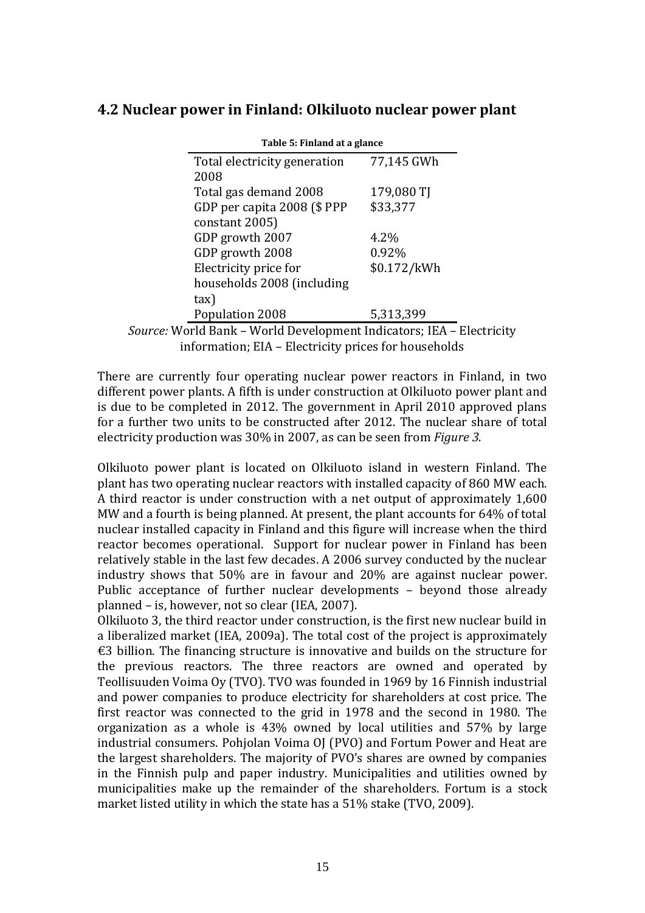## 4.2 Nuclear power in Finland: Olkiluoto nuclear power plant

**Table 5: Finland at a glance**

| | |
|---|---|
| Total electricity generation 2008 | 77,145 GWh |
| Total gas demand 2008 | 179,080 TJ |
| GDP per capita 2008 ($ PPP constant 2005) | $33,377 |
| GDP growth 2007 | 4.2% |
| GDP growth 2008 | 0.92% |
| Electricity price for households 2008 (including tax) | $0.172/kWh |
| Population 2008 | 5,313,399 |

*Source:* World Bank – World Development Indicators; IEA – Electricity information; EIA – Electricity prices for households

There are currently four operating nuclear power reactors in Finland, in two different power plants. A fifth is under construction at Olkiluoto power plant and is due to be completed in 2012. The government in April 2010 approved plans for a further two units to be constructed after 2012. The nuclear share of total electricity production was 30% in 2007, as can be seen from *Figure 3*.

Olkiluoto power plant is located on Olkiluoto island in western Finland. The plant has two operating nuclear reactors with installed capacity of 860 MW each. A third reactor is under construction with a net output of approximately 1,600 MW and a fourth is being planned. At present, the plant accounts for 64% of total nuclear installed capacity in Finland and this figure will increase when the third reactor becomes operational. Support for nuclear power in Finland has been relatively stable in the last few decades. A 2006 survey conducted by the nuclear industry shows that 50% are in favour and 20% are against nuclear power. Public acceptance of further nuclear developments – beyond those already planned – is, however, not so clear (IEA, 2007).

Olkiluoto 3, the third reactor under construction, is the first new nuclear build in a liberalized market (IEA, 2009a). The total cost of the project is approximately €3 billion. The financing structure is innovative and builds on the structure for the previous reactors. The three reactors are owned and operated by Teollisuuden Voima Oy (TVO). TVO was founded in 1969 by 16 Finnish industrial and power companies to produce electricity for shareholders at cost price. The first reactor was connected to the grid in 1978 and the second in 1980. The organization as a whole is 43% owned by local utilities and 57% by large industrial consumers. Pohjolan Voima OJ (PVO) and Fortum Power and Heat are the largest shareholders. The majority of PVO's shares are owned by companies in the Finnish pulp and paper industry. Municipalities and utilities owned by municipalities make up the remainder of the shareholders. Fortum is a stock market listed utility in which the state has a 51% stake (TVO, 2009).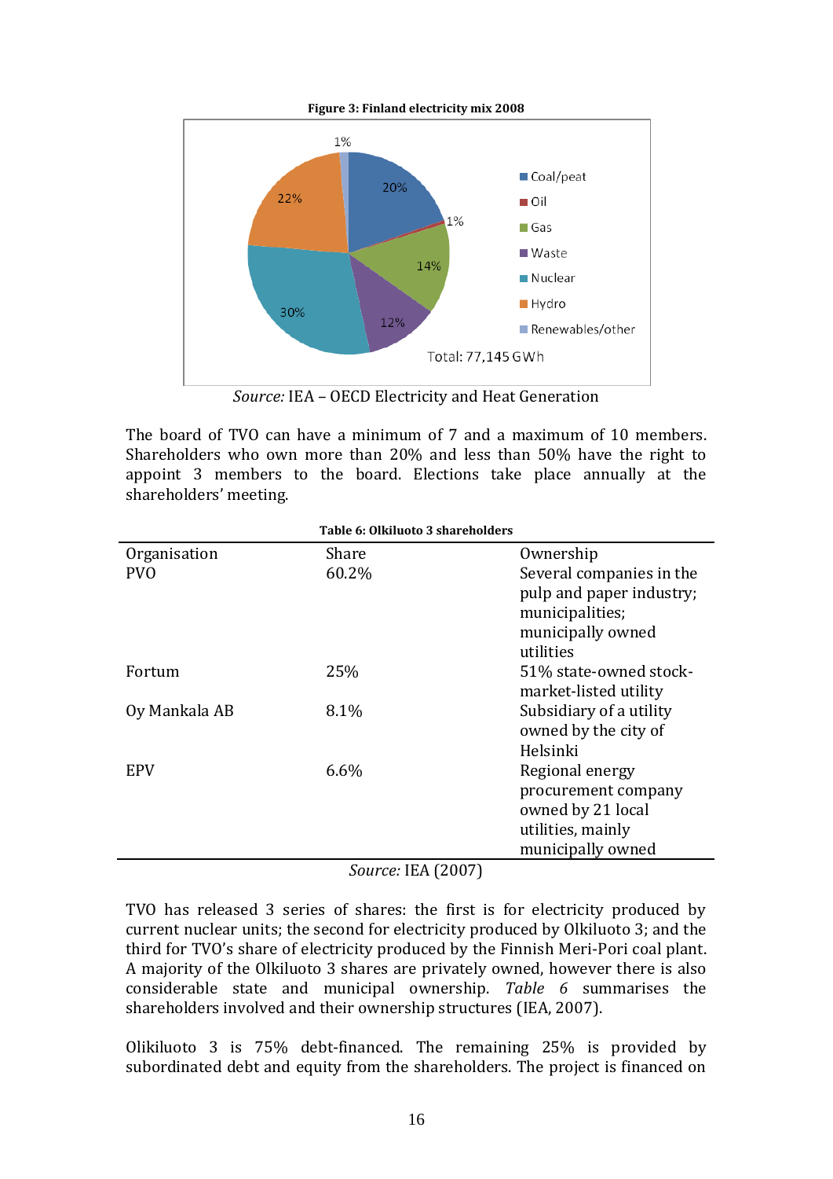**Figure 3: Finland electricity mix 2008**

*Source:* IEA – OECD Electricity and Heat Generation

The board of TVO can have a minimum of 7 and a maximum of 10 members. Shareholders who own more than 20% and less than 50% have the right to appoint 3 members to the board. Elections take place annually at the shareholders' meeting.

**Table 6: Olkiluoto 3 shareholders**

| Organisation | Share | Ownership |
|---|---|---|
| PVO | 60.2% | Several companies in the pulp and paper industry; municipalities; municipally owned utilities |
| Fortum | 25% | 51% state-owned stock-market-listed utility |
| Oy Mankala AB | 8.1% | Subsidiary of a utility owned by the city of Helsinki |
| EPV | 6.6% | Regional energy procurement company owned by 21 local utilities, mainly municipally owned |

*Source:* IEA (2007)

TVO has released 3 series of shares: the first is for electricity produced by current nuclear units; the second for electricity produced by Olkiluoto 3; and the third for TVO's share of electricity produced by the Finnish Meri-Pori coal plant. A majority of the Olkiluoto 3 shares are privately owned, however there is also considerable state and municipal ownership. *Table 6* summarises the shareholders involved and their ownership structures (IEA, 2007).

Olikiluoto 3 is 75% debt-financed. The remaining 25% is provided by subordinated debt and equity from the shareholders. The project is financed on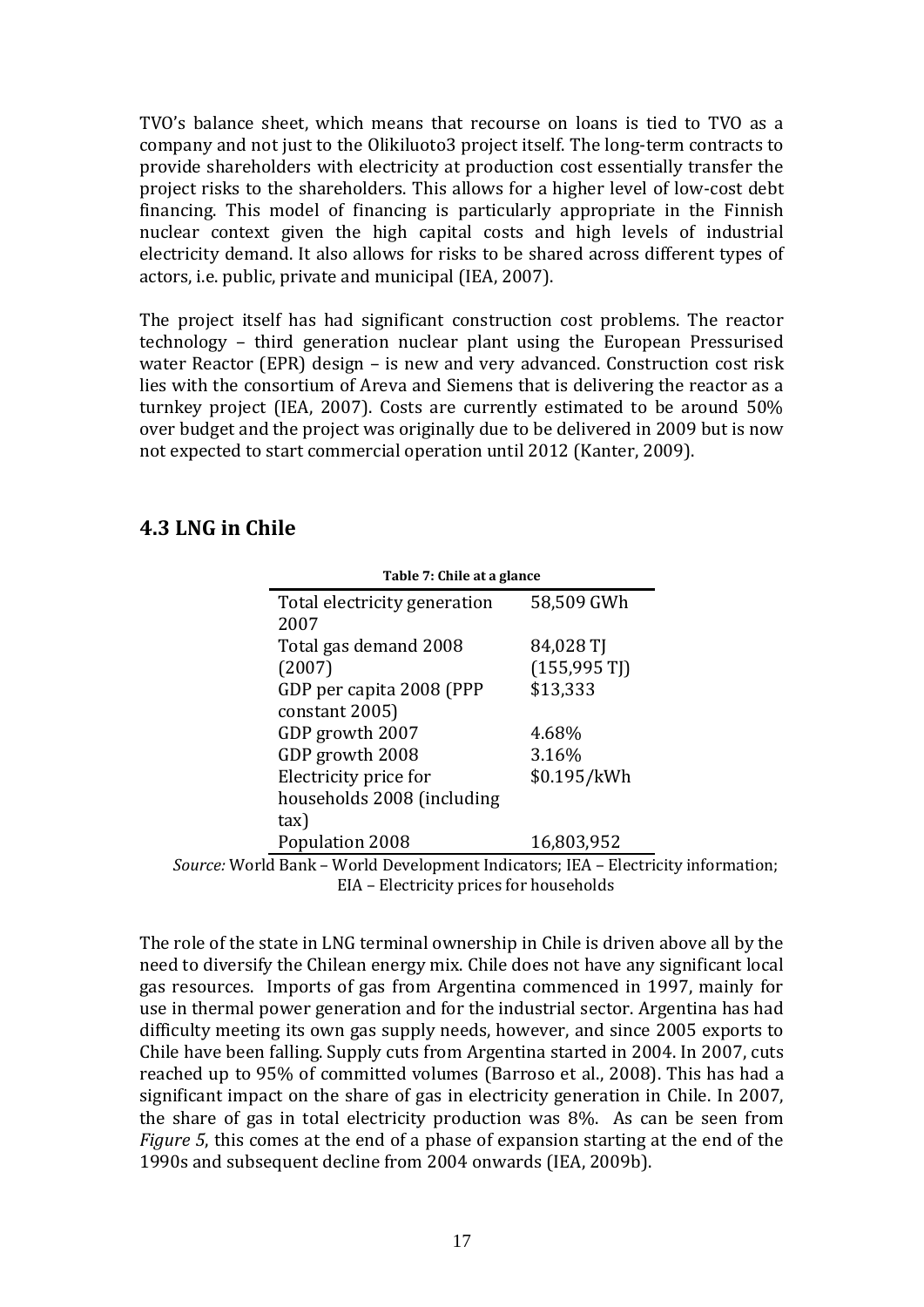TVO's balance sheet, which means that recourse on loans is tied to TVO as a company and not just to the Olikiluoto3 project itself. The long-term contracts to provide shareholders with electricity at production cost essentially transfer the project risks to the shareholders. This allows for a higher level of low-cost debt financing. This model of financing is particularly appropriate in the Finnish nuclear context given the high capital costs and high levels of industrial electricity demand. It also allows for risks to be shared across different types of actors, i.e. public, private and municipal (IEA, 2007).

The project itself has had significant construction cost problems. The reactor technology – third generation nuclear plant using the European Pressurised water Reactor (EPR) design – is new and very advanced. Construction cost risk lies with the consortium of Areva and Siemens that is delivering the reactor as a turnkey project (IEA, 2007). Costs are currently estimated to be around 50% over budget and the project was originally due to be delivered in 2009 but is now not expected to start commercial operation until 2012 (Kanter, 2009).

## 4.3 LNG in Chile

**Table 7: Chile at a glance**

| | |
|---|---|
| Total electricity generation 2007 | 58,509 GWh |
| Total gas demand 2008 (2007) | 84,028 TJ (155,995 TJ) |
| GDP per capita 2008 (PPP constant 2005) | $13,333 |
| GDP growth 2007 | 4.68% |
| GDP growth 2008 | 3.16% |
| Electricity price for households 2008 (including tax) | $0.195/kWh |
| Population 2008 | 16,803,952 |

*Source:* World Bank – World Development Indicators; IEA – Electricity information; EIA – Electricity prices for households

The role of the state in LNG terminal ownership in Chile is driven above all by the need to diversify the Chilean energy mix. Chile does not have any significant local gas resources. Imports of gas from Argentina commenced in 1997, mainly for use in thermal power generation and for the industrial sector. Argentina has had difficulty meeting its own gas supply needs, however, and since 2005 exports to Chile have been falling. Supply cuts from Argentina started in 2004. In 2007, cuts reached up to 95% of committed volumes (Barroso et al., 2008). This has had a significant impact on the share of gas in electricity generation in Chile. In 2007, the share of gas in total electricity production was 8%. As can be seen from *Figure 5*, this comes at the end of a phase of expansion starting at the end of the 1990s and subsequent decline from 2004 onwards (IEA, 2009b).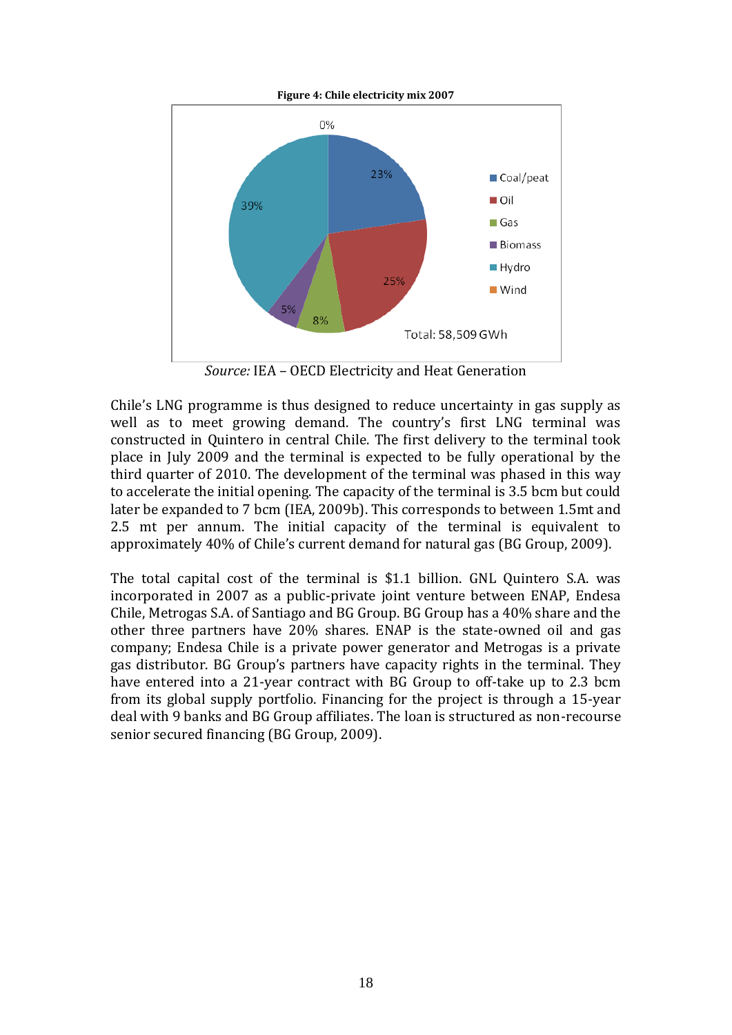**Figure 4: Chile electricity mix 2007**

*Source:* IEA – OECD Electricity and Heat Generation

Chile's LNG programme is thus designed to reduce uncertainty in gas supply as well as to meet growing demand. The country's first LNG terminal was constructed in Quintero in central Chile. The first delivery to the terminal took place in July 2009 and the terminal is expected to be fully operational by the third quarter of 2010. The development of the terminal was phased in this way to accelerate the initial opening. The capacity of the terminal is 3.5 bcm but could later be expanded to 7 bcm (IEA, 2009b). This corresponds to between 1.5mt and 2.5 mt per annum. The initial capacity of the terminal is equivalent to approximately 40% of Chile's current demand for natural gas (BG Group, 2009).

The total capital cost of the terminal is $1.1 billion. GNL Quintero S.A. was incorporated in 2007 as a public-private joint venture between ENAP, Endesa Chile, Metrogas S.A. of Santiago and BG Group. BG Group has a 40% share and the other three partners have 20% shares. ENAP is the state-owned oil and gas company; Endesa Chile is a private power generator and Metrogas is a private gas distributor. BG Group's partners have capacity rights in the terminal. They have entered into a 21-year contract with BG Group to off-take up to 2.3 bcm from its global supply portfolio. Financing for the project is through a 15-year deal with 9 banks and BG Group affiliates. The loan is structured as non-recourse senior secured financing (BG Group, 2009).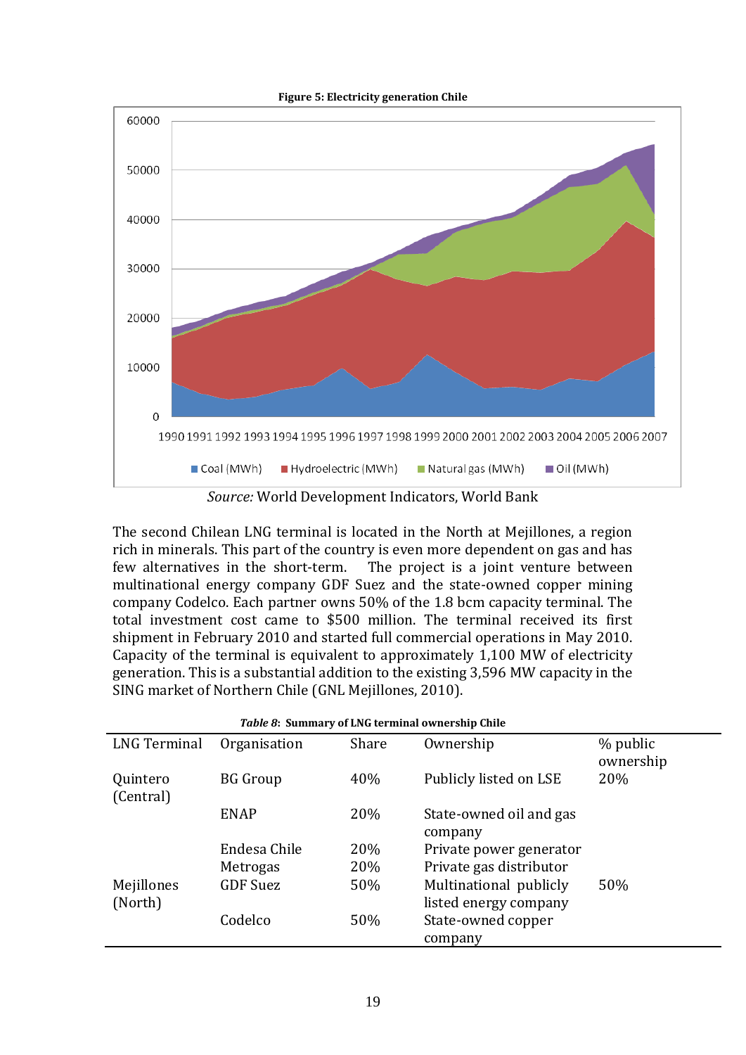**Figure 5: Electricity generation Chile**

*Source:* World Development Indicators, World Bank

The second Chilean LNG terminal is located in the North at Mejillones, a region rich in minerals. This part of the country is even more dependent on gas and has few alternatives in the short-term. The project is a joint venture between multinational energy company GDF Suez and the state-owned copper mining company Codelco. Each partner owns 50% of the 1.8 bcm capacity terminal. The total investment cost came to $500 million. The terminal received its first shipment in February 2010 and started full commercial operations in May 2010. Capacity of the terminal is equivalent to approximately 1,100 MW of electricity generation. This is a substantial addition to the existing 3,596 MW capacity in the SING market of Northern Chile (GNL Mejillones, 2010).

***Table 8*: Summary of LNG terminal ownership Chile**

| LNG Terminal | Organisation | Share | Ownership | % public ownership |
|---|---|---|---|---|
| Quintero (Central) | BG Group | 40% | Publicly listed on LSE | 20% |
| | ENAP | 20% | State-owned oil and gas company | |
| | Endesa Chile | 20% | Private power generator | |
| | Metrogas | 20% | Private gas distributor | |
| Mejillones (North) | GDF Suez | 50% | Multinational publicly listed energy company | 50% |
| | Codelco | 50% | State-owned copper company | |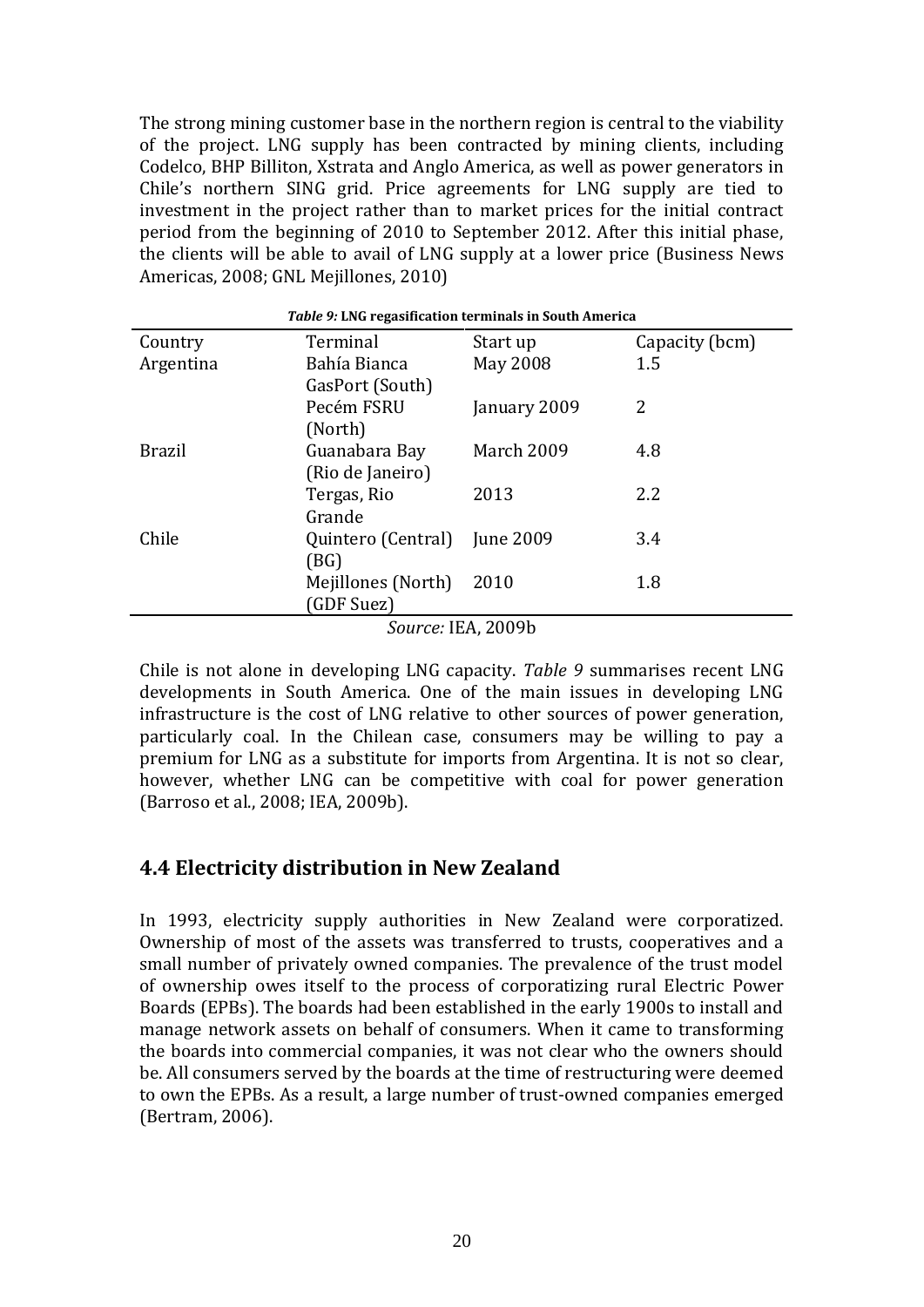The strong mining customer base in the northern region is central to the viability of the project. LNG supply has been contracted by mining clients, including Codelco, BHP Billiton, Xstrata and Anglo America, as well as power generators in Chile's northern SING grid. Price agreements for LNG supply are tied to investment in the project rather than to market prices for the initial contract period from the beginning of 2010 to September 2012. After this initial phase, the clients will be able to avail of LNG supply at a lower price (Business News Americas, 2008; GNL Mejillones, 2010)

***Table 9:*** **LNG regasification terminals in South America**

| Country | Terminal | Start up | Capacity (bcm) |
|---|---|---|---|
| Argentina | Bahía Bianca GasPort (South) | May 2008 | 1.5 |
| | Pecém FSRU (North) | January 2009 | 2 |
| Brazil | Guanabara Bay (Rio de Janeiro) | March 2009 | 4.8 |
| | Tergas, Rio Grande | 2013 | 2.2 |
| Chile | Quintero (Central) (BG) | June 2009 | 3.4 |
| | Mejillones (North) (GDF Suez) | 2010 | 1.8 |

*Source:* IEA, 2009b

Chile is not alone in developing LNG capacity. *Table 9* summarises recent LNG developments in South America. One of the main issues in developing LNG infrastructure is the cost of LNG relative to other sources of power generation, particularly coal. In the Chilean case, consumers may be willing to pay a premium for LNG as a substitute for imports from Argentina. It is not so clear, however, whether LNG can be competitive with coal for power generation (Barroso et al., 2008; IEA, 2009b).

## 4.4 Electricity distribution in New Zealand

In 1993, electricity supply authorities in New Zealand were corporatized. Ownership of most of the assets was transferred to trusts, cooperatives and a small number of privately owned companies. The prevalence of the trust model of ownership owes itself to the process of corporatizing rural Electric Power Boards (EPBs). The boards had been established in the early 1900s to install and manage network assets on behalf of consumers. When it came to transforming the boards into commercial companies, it was not clear who the owners should be. All consumers served by the boards at the time of restructuring were deemed to own the EPBs. As a result, a large number of trust-owned companies emerged (Bertram, 2006).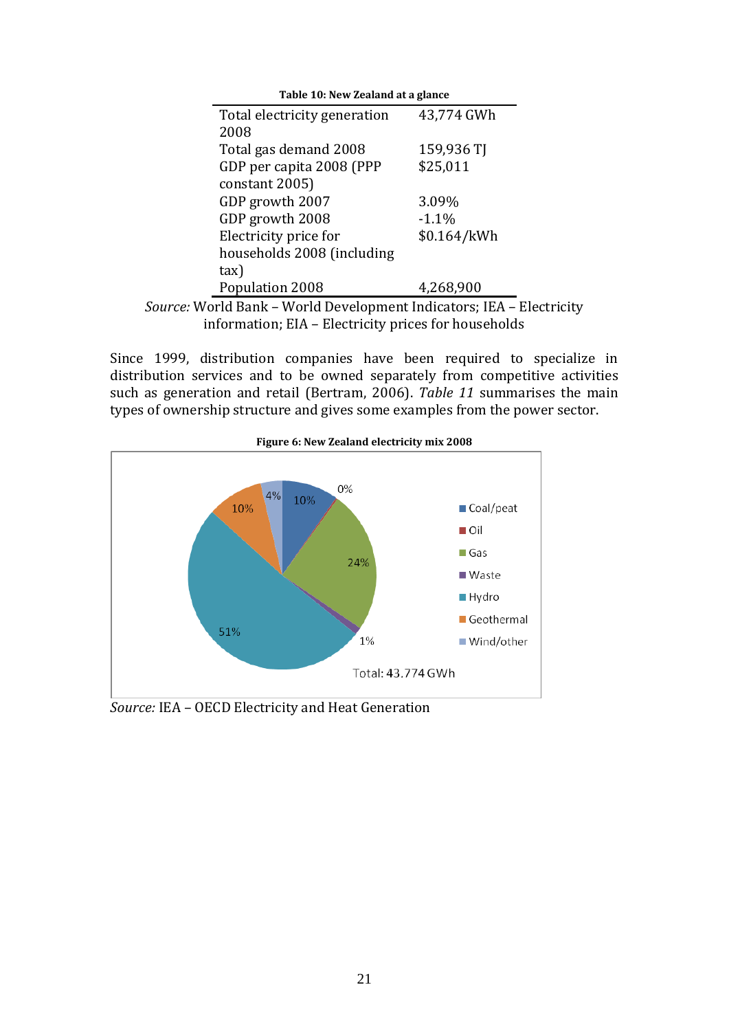**Table 10: New Zealand at a glance**

| | |
|---|---|
| Total electricity generation 2008 | 43,774 GWh |
| Total gas demand 2008 | 159,936 TJ |
| GDP per capita 2008 (PPP constant 2005) | $25,011 |
| GDP growth 2007 | 3.09% |
| GDP growth 2008 | -1.1% |
| Electricity price for households 2008 (including tax) | $0.164/kWh |
| Population 2008 | 4,268,900 |

*Source:* World Bank – World Development Indicators; IEA – Electricity information; EIA – Electricity prices for households

Since 1999, distribution companies have been required to specialize in distribution services and to be owned separately from competitive activities such as generation and retail (Bertram, 2006). *Table 11* summarises the main types of ownership structure and gives some examples from the power sector.

**Figure 6: New Zealand electricity mix 2008**

| Source | Share |
|---|---|
| Coal/peat | 10% |
| Oil | 0% |
| Gas | 24% |
| Waste | 1% |
| Hydro | 51% |
| Geothermal | 10% |
| Wind/other | 4% |

Total: 43.774 GWh

*Source:* IEA – OECD Electricity and Heat Generation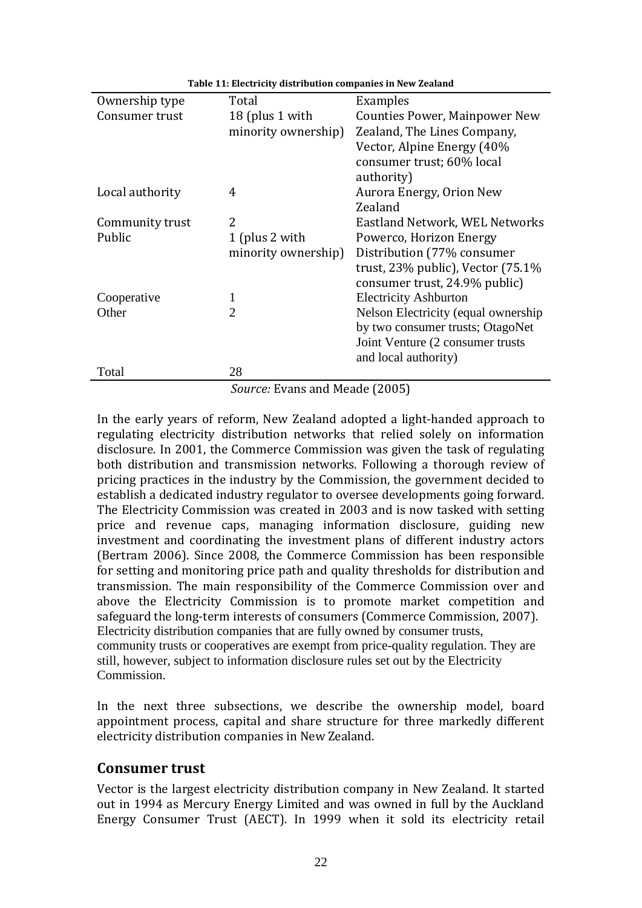**Table 11: Electricity distribution companies in New Zealand**

| Ownership type | Total | Examples |
|---|---|---|
| Consumer trust | 18 (plus 1 with minority ownership) | Counties Power, Mainpower New Zealand, The Lines Company, Vector, Alpine Energy (40% consumer trust; 60% local authority) |
| Local authority | 4 | Aurora Energy, Orion New Zealand |
| Community trust | 2 | Eastland Network, WEL Networks |
| Public | 1 (plus 2 with minority ownership) | Powerco, Horizon Energy Distribution (77% consumer trust, 23% public), Vector (75.1% consumer trust, 24.9% public) |
| Cooperative | 1 | Electricity Ashburton |
| Other | 2 | Nelson Electricity (equal ownership by two consumer trusts; OtagoNet Joint Venture (2 consumer trusts and local authority) |
| Total | 28 | |

*Source:* Evans and Meade (2005)

In the early years of reform, New Zealand adopted a light-handed approach to regulating electricity distribution networks that relied solely on information disclosure. In 2001, the Commerce Commission was given the task of regulating both distribution and transmission networks. Following a thorough review of pricing practices in the industry by the Commission, the government decided to establish a dedicated industry regulator to oversee developments going forward. The Electricity Commission was created in 2003 and is now tasked with setting price and revenue caps, managing information disclosure, guiding new investment and coordinating the investment plans of different industry actors (Bertram 2006). Since 2008, the Commerce Commission has been responsible for setting and monitoring price path and quality thresholds for distribution and transmission. The main responsibility of the Commerce Commission over and above the Electricity Commission is to promote market competition and safeguard the long-term interests of consumers (Commerce Commission, 2007). Electricity distribution companies that are fully owned by consumer trusts, community trusts or cooperatives are exempt from price-quality regulation. They are still, however, subject to information disclosure rules set out by the Electricity Commission.

In the next three subsections, we describe the ownership model, board appointment process, capital and share structure for three markedly different electricity distribution companies in New Zealand.

## Consumer trust

Vector is the largest electricity distribution company in New Zealand. It started out in 1994 as Mercury Energy Limited and was owned in full by the Auckland Energy Consumer Trust (AECT). In 1999 when it sold its electricity retail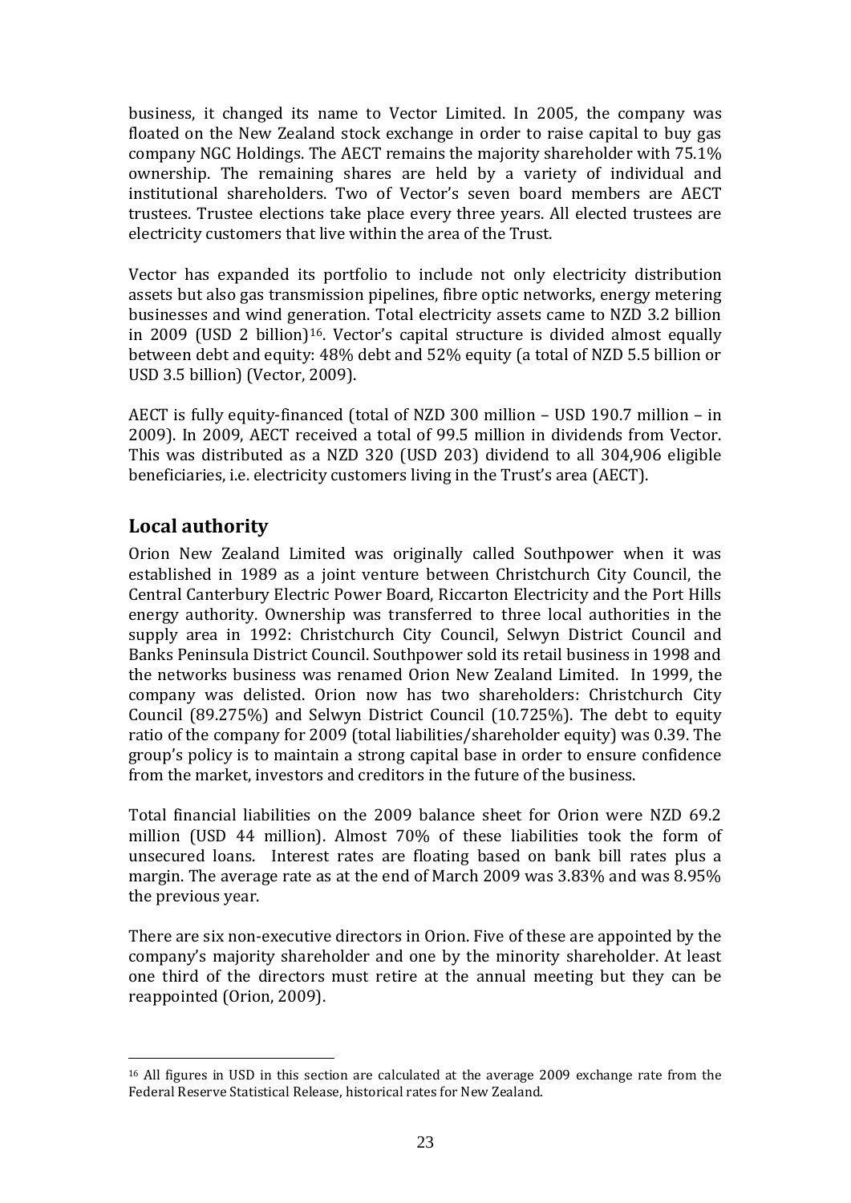business, it changed its name to Vector Limited. In 2005, the company was floated on the New Zealand stock exchange in order to raise capital to buy gas company NGC Holdings. The AECT remains the majority shareholder with 75.1% ownership. The remaining shares are held by a variety of individual and institutional shareholders. Two of Vector's seven board members are AECT trustees. Trustee elections take place every three years. All elected trustees are electricity customers that live within the area of the Trust.

Vector has expanded its portfolio to include not only electricity distribution assets but also gas transmission pipelines, fibre optic networks, energy metering businesses and wind generation. Total electricity assets came to NZD 3.2 billion in 2009 (USD 2 billion)[16]. Vector's capital structure is divided almost equally between debt and equity: 48% debt and 52% equity (a total of NZD 5.5 billion or USD 3.5 billion) (Vector, 2009).

AECT is fully equity-financed (total of NZD 300 million – USD 190.7 million – in 2009). In 2009, AECT received a total of 99.5 million in dividends from Vector. This was distributed as a NZD 320 (USD 203) dividend to all 304,906 eligible beneficiaries, i.e. electricity customers living in the Trust's area (AECT).

## Local authority

Orion New Zealand Limited was originally called Southpower when it was established in 1989 as a joint venture between Christchurch City Council, the Central Canterbury Electric Power Board, Riccarton Electricity and the Port Hills energy authority. Ownership was transferred to three local authorities in the supply area in 1992: Christchurch City Council, Selwyn District Council and Banks Peninsula District Council. Southpower sold its retail business in 1998 and the networks business was renamed Orion New Zealand Limited. In 1999, the company was delisted. Orion now has two shareholders: Christchurch City Council (89.275%) and Selwyn District Council (10.725%). The debt to equity ratio of the company for 2009 (total liabilities/shareholder equity) was 0.39. The group's policy is to maintain a strong capital base in order to ensure confidence from the market, investors and creditors in the future of the business.

Total financial liabilities on the 2009 balance sheet for Orion were NZD 69.2 million (USD 44 million). Almost 70% of these liabilities took the form of unsecured loans. Interest rates are floating based on bank bill rates plus a margin. The average rate as at the end of March 2009 was 3.83% and was 8.95% the previous year.

There are six non-executive directors in Orion. Five of these are appointed by the company's majority shareholder and one by the minority shareholder. At least one third of the directors must retire at the annual meeting but they can be reappointed (Orion, 2009).

[16] All figures in USD in this section are calculated at the average 2009 exchange rate from the Federal Reserve Statistical Release, historical rates for New Zealand.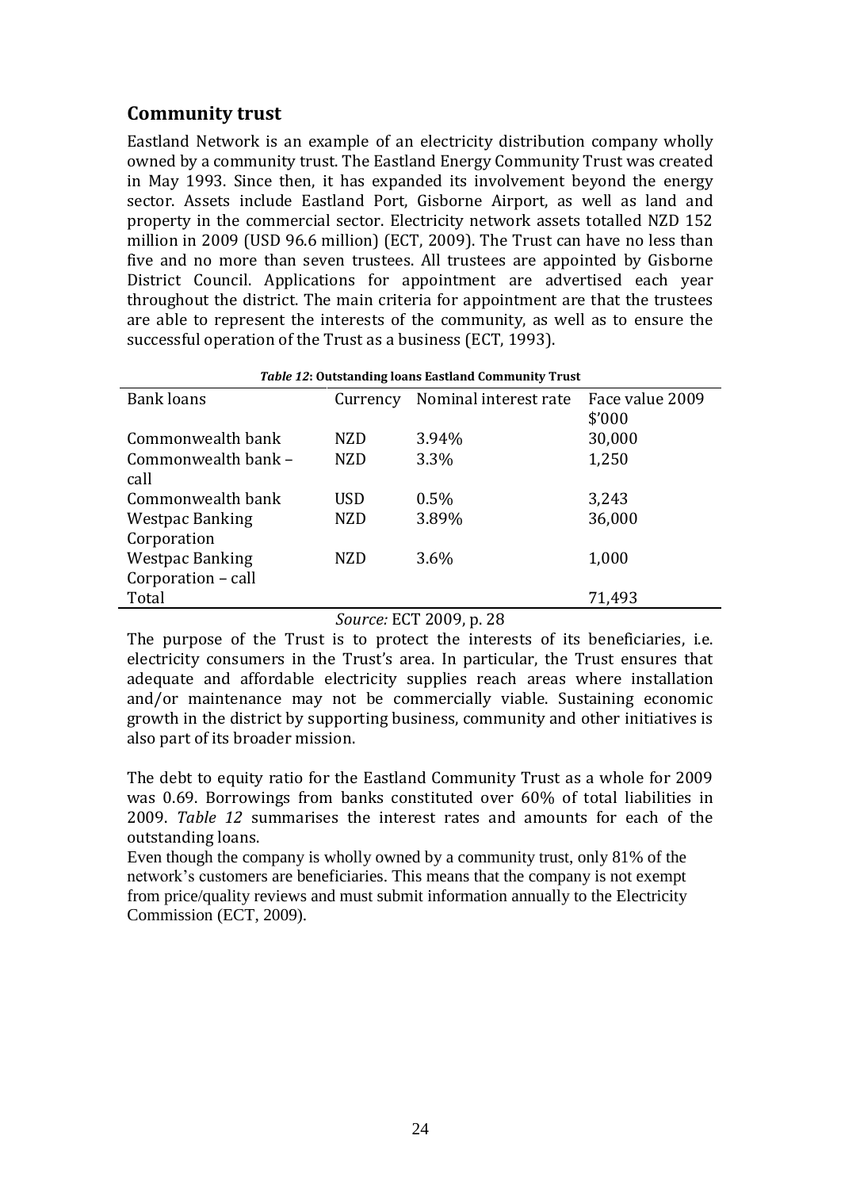## Community trust

Eastland Network is an example of an electricity distribution company wholly owned by a community trust. The Eastland Energy Community Trust was created in May 1993. Since then, it has expanded its involvement beyond the energy sector. Assets include Eastland Port, Gisborne Airport, as well as land and property in the commercial sector. Electricity network assets totalled NZD 152 million in 2009 (USD 96.6 million) (ECT, 2009). The Trust can have no less than five and no more than seven trustees. All trustees are appointed by Gisborne District Council. Applications for appointment are advertised each year throughout the district. The main criteria for appointment are that the trustees are able to represent the interests of the community, as well as to ensure the successful operation of the Trust as a business (ECT, 1993).

***Table 12*: Outstanding loans Eastland Community Trust**

| Bank loans | Currency | Nominal interest rate | Face value 2009 $'000 |
|---|---|---|---|
| Commonwealth bank | NZD | 3.94% | 30,000 |
| Commonwealth bank – call | NZD | 3.3% | 1,250 |
| Commonwealth bank | USD | 0.5% | 3,243 |
| Westpac Banking Corporation | NZD | 3.89% | 36,000 |
| Westpac Banking Corporation – call | NZD | 3.6% | 1,000 |
| Total | | | 71,493 |

*Source:* ECT 2009, p. 28

The purpose of the Trust is to protect the interests of its beneficiaries, i.e. electricity consumers in the Trust's area. In particular, the Trust ensures that adequate and affordable electricity supplies reach areas where installation and/or maintenance may not be commercially viable. Sustaining economic growth in the district by supporting business, community and other initiatives is also part of its broader mission.

The debt to equity ratio for the Eastland Community Trust as a whole for 2009 was 0.69. Borrowings from banks constituted over 60% of total liabilities in 2009. *Table 12* summarises the interest rates and amounts for each of the outstanding loans.

Even though the company is wholly owned by a community trust, only 81% of the network's customers are beneficiaries. This means that the company is not exempt from price/quality reviews and must submit information annually to the Electricity Commission (ECT, 2009).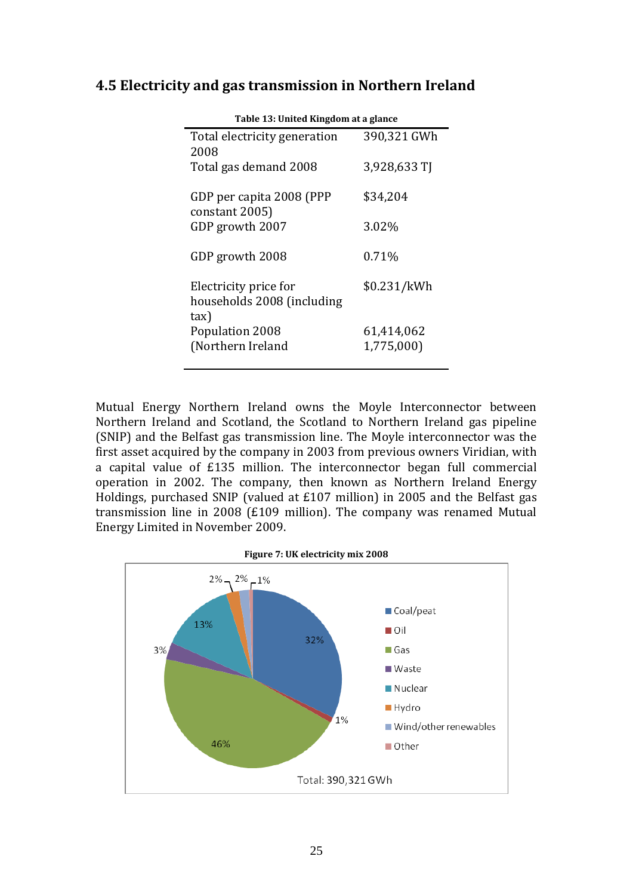## 4.5 Electricity and gas transmission in Northern Ireland

**Table 13: United Kingdom at a glance**

| | |
|---|---|
| Total electricity generation 2008 | 390,321 GWh |
| Total gas demand 2008 | 3,928,633 TJ |
| GDP per capita 2008 (PPP constant 2005) | $34,204 |
| GDP growth 2007 | 3.02% |
| GDP growth 2008 | 0.71% |
| Electricity price for households 2008 (including tax) | $0.231/kWh |
| Population 2008 (Northern Ireland | 61,414,062 1,775,000) |

Mutual Energy Northern Ireland owns the Moyle Interconnector between Northern Ireland and Scotland, the Scotland to Northern Ireland gas pipeline (SNIP) and the Belfast gas transmission line. The Moyle interconnector was the first asset acquired by the company in 2003 from previous owners Viridian, with a capital value of £135 million. The interconnector began full commercial operation in 2002. The company, then known as Northern Ireland Energy Holdings, purchased SNIP (valued at £107 million) in 2005 and the Belfast gas transmission line in 2008 (£109 million). The company was renamed Mutual Energy Limited in November 2009.

**Figure 7: UK electricity mix 2008**

| Source | Share |
|---|---|
| Coal/peat | 32% |
| Oil | 1% |
| Gas | 46% |
| Waste | 3% |
| Nuclear | 13% |
| Hydro | 2% |
| Wind/other renewables | 2% |
| Other | 1% |

Total: 390,321 GWh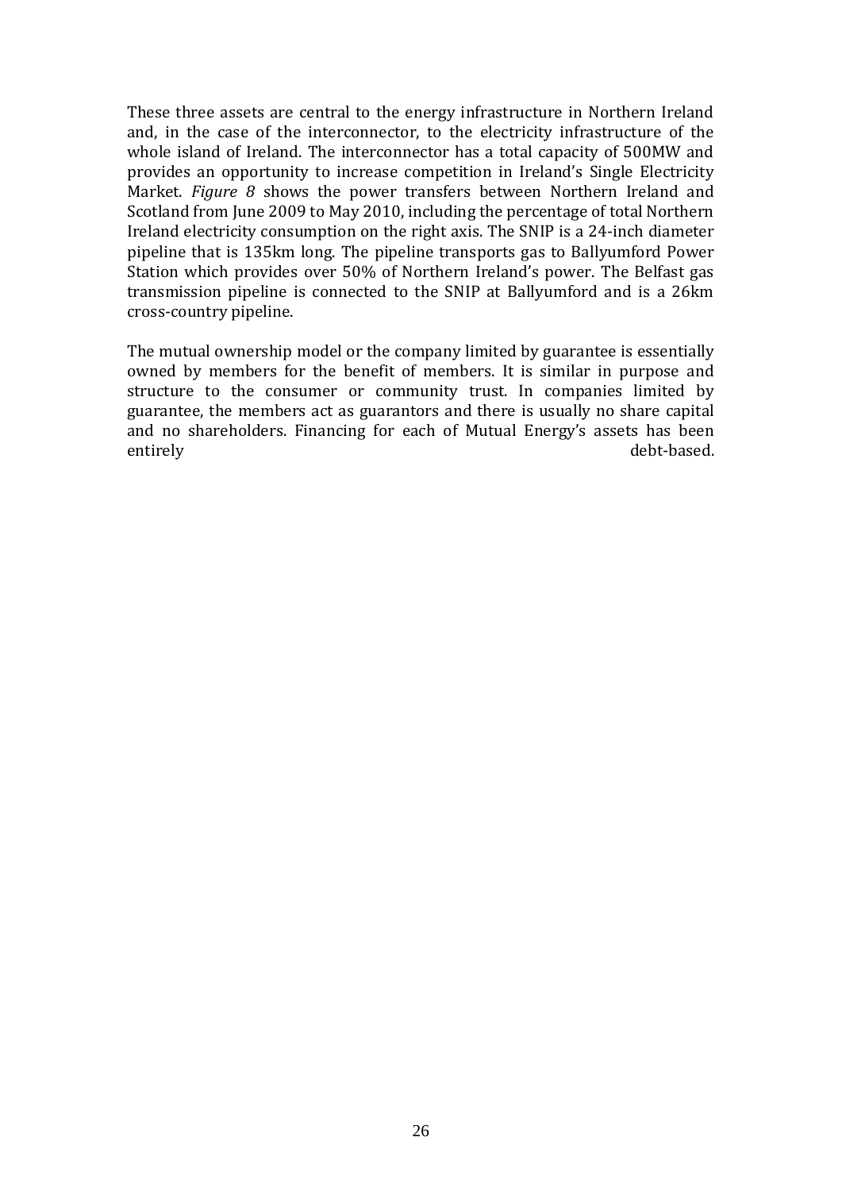These three assets are central to the energy infrastructure in Northern Ireland and, in the case of the interconnector, to the electricity infrastructure of the whole island of Ireland. The interconnector has a total capacity of 500MW and provides an opportunity to increase competition in Ireland's Single Electricity Market. *Figure 8* shows the power transfers between Northern Ireland and Scotland from June 2009 to May 2010, including the percentage of total Northern Ireland electricity consumption on the right axis. The SNIP is a 24-inch diameter pipeline that is 135km long. The pipeline transports gas to Ballyumford Power Station which provides over 50% of Northern Ireland's power. The Belfast gas transmission pipeline is connected to the SNIP at Ballyumford and is a 26km cross-country pipeline.

The mutual ownership model or the company limited by guarantee is essentially owned by members for the benefit of members. It is similar in purpose and structure to the consumer or community trust. In companies limited by guarantee, the members act as guarantors and there is usually no share capital and no shareholders. Financing for each of Mutual Energy's assets has been entirely debt-based.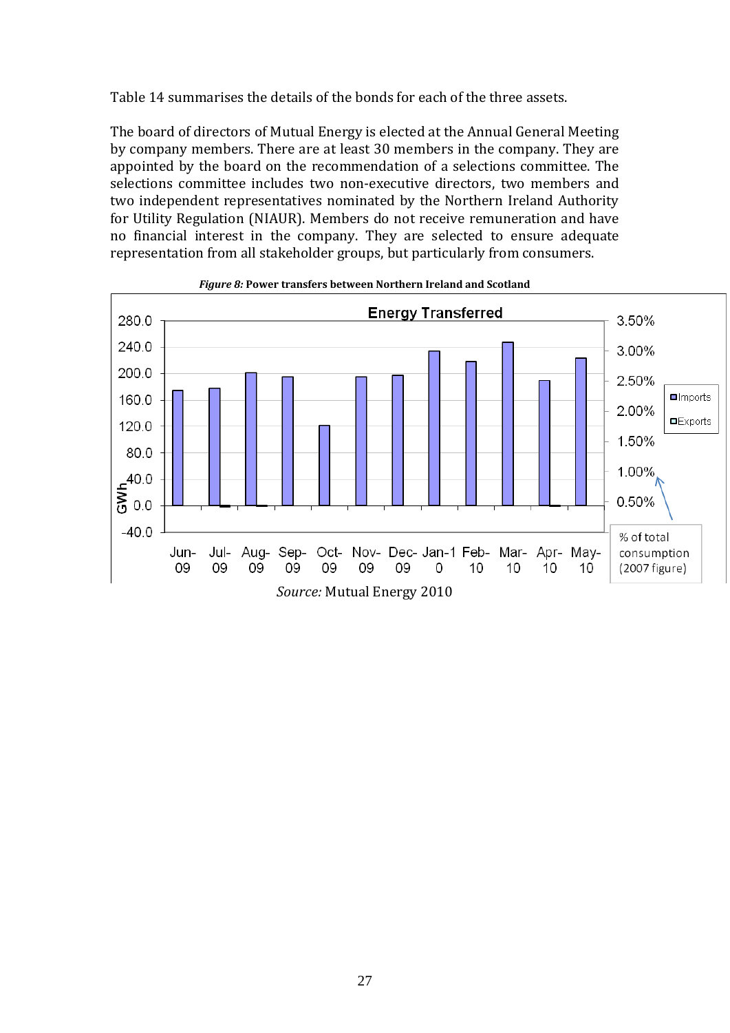Table 14 summarises the details of the bonds for each of the three assets.

The board of directors of Mutual Energy is elected at the Annual General Meeting by company members. There are at least 30 members in the company. They are appointed by the board on the recommendation of a selections committee. The selections committee includes two non-executive directors, two members and two independent representatives nominated by the Northern Ireland Authority for Utility Regulation (NIAUR). Members do not receive remuneration and have no financial interest in the company. They are selected to ensure adequate representation from all stakeholder groups, but particularly from consumers.

***Figure 8:*** **Power transfers between Northern Ireland and Scotland**

*Source:* Mutual Energy 2010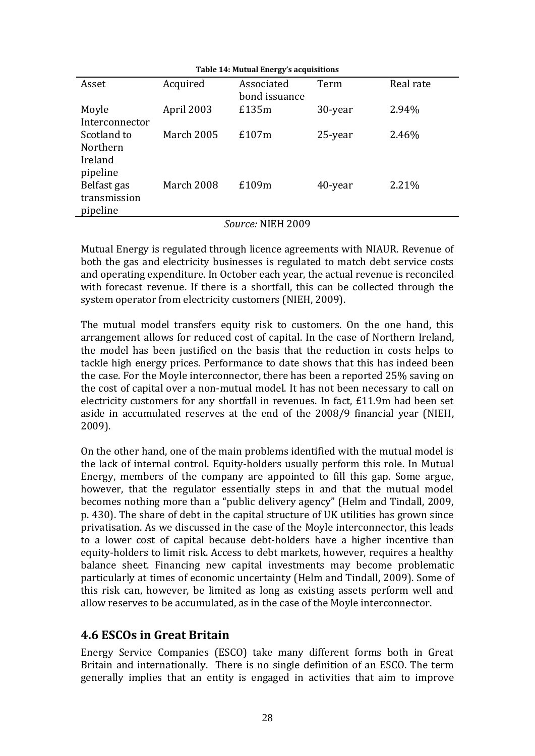**Table 14: Mutual Energy's acquisitions**

| Asset | Acquired | Associated bond issuance | Term | Real rate |
|---|---|---|---|---|
| Moyle Interconnector | April 2003 | £135m | 30-year | 2.94% |
| Scotland to Northern Ireland pipeline | March 2005 | £107m | 25-year | 2.46% |
| Belfast gas transmission pipeline | March 2008 | £109m | 40-year | 2.21% |

*Source:* NIEH 2009

Mutual Energy is regulated through licence agreements with NIAUR. Revenue of both the gas and electricity businesses is regulated to match debt service costs and operating expenditure. In October each year, the actual revenue is reconciled with forecast revenue. If there is a shortfall, this can be collected through the system operator from electricity customers (NIEH, 2009).

The mutual model transfers equity risk to customers. On the one hand, this arrangement allows for reduced cost of capital. In the case of Northern Ireland, the model has been justified on the basis that the reduction in costs helps to tackle high energy prices. Performance to date shows that this has indeed been the case. For the Moyle interconnector, there has been a reported 25% saving on the cost of capital over a non-mutual model. It has not been necessary to call on electricity customers for any shortfall in revenues. In fact, £11.9m had been set aside in accumulated reserves at the end of the 2008/9 financial year (NIEH, 2009).

On the other hand, one of the main problems identified with the mutual model is the lack of internal control. Equity-holders usually perform this role. In Mutual Energy, members of the company are appointed to fill this gap. Some argue, however, that the regulator essentially steps in and that the mutual model becomes nothing more than a "public delivery agency" (Helm and Tindall, 2009, p. 430). The share of debt in the capital structure of UK utilities has grown since privatisation. As we discussed in the case of the Moyle interconnector, this leads to a lower cost of capital because debt-holders have a higher incentive than equity-holders to limit risk. Access to debt markets, however, requires a healthy balance sheet. Financing new capital investments may become problematic particularly at times of economic uncertainty (Helm and Tindall, 2009). Some of this risk can, however, be limited as long as existing assets perform well and allow reserves to be accumulated, as in the case of the Moyle interconnector.

## 4.6 ESCOs in Great Britain

Energy Service Companies (ESCO) take many different forms both in Great Britain and internationally. There is no single definition of an ESCO. The term generally implies that an entity is engaged in activities that aim to improve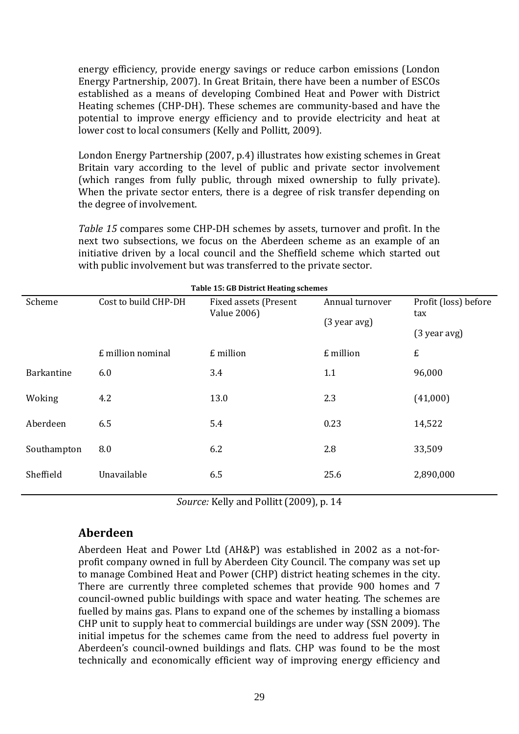energy efficiency, provide energy savings or reduce carbon emissions (London Energy Partnership, 2007). In Great Britain, there have been a number of ESCOs established as a means of developing Combined Heat and Power with District Heating schemes (CHP-DH). These schemes are community-based and have the potential to improve energy efficiency and to provide electricity and heat at lower cost to local consumers (Kelly and Pollitt, 2009).

London Energy Partnership (2007, p.4) illustrates how existing schemes in Great Britain vary according to the level of public and private sector involvement (which ranges from fully public, through mixed ownership to fully private). When the private sector enters, there is a degree of risk transfer depending on the degree of involvement.

*Table 15* compares some CHP-DH schemes by assets, turnover and profit. In the next two subsections, we focus on the Aberdeen scheme as an example of an initiative driven by a local council and the Sheffield scheme which started out with public involvement but was transferred to the private sector.

**Table 15: GB District Heating schemes**

| Scheme | Cost to build CHP-DH | Fixed assets (Present Value 2006) | Annual turnover (3 year avg) | Profit (loss) before tax (3 year avg) |
|---|---|---|---|---|
| | £ million nominal | £ million | £ million | £ |
| Barkantine | 6.0 | 3.4 | 1.1 | 96,000 |
| Woking | 4.2 | 13.0 | 2.3 | (41,000) |
| Aberdeen | 6.5 | 5.4 | 0.23 | 14,522 |
| Southampton | 8.0 | 6.2 | 2.8 | 33,509 |
| Sheffield | Unavailable | 6.5 | 25.6 | 2,890,000 |

*Source:* Kelly and Pollitt (2009), p. 14

## Aberdeen

Aberdeen Heat and Power Ltd (AH&P) was established in 2002 as a not-for-profit company owned in full by Aberdeen City Council. The company was set up to manage Combined Heat and Power (CHP) district heating schemes in the city. There are currently three completed schemes that provide 900 homes and 7 council-owned public buildings with space and water heating. The schemes are fuelled by mains gas. Plans to expand one of the schemes by installing a biomass CHP unit to supply heat to commercial buildings are under way (SSN 2009). The initial impetus for the schemes came from the need to address fuel poverty in Aberdeen's council-owned buildings and flats. CHP was found to be the most technically and economically efficient way of improving energy efficiency and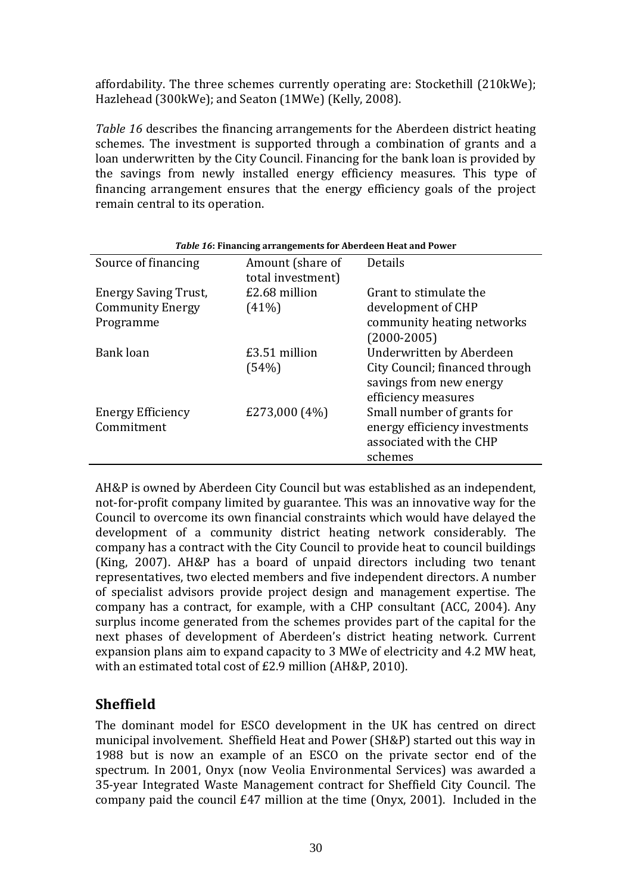affordability. The three schemes currently operating are: Stockethill (210kWe); Hazlehead (300kWe); and Seaton (1MWe) (Kelly, 2008).

*Table 16* describes the financing arrangements for the Aberdeen district heating schemes. The investment is supported through a combination of grants and a loan underwritten by the City Council. Financing for the bank loan is provided by the savings from newly installed energy efficiency measures. This type of financing arrangement ensures that the energy efficiency goals of the project remain central to its operation.

***Table 16*: Financing arrangements for Aberdeen Heat and Power**

| Source of financing | Amount (share of total investment) | Details |
|---|---|---|
| Energy Saving Trust, Community Energy Programme | £2.68 million (41%) | Grant to stimulate the development of CHP community heating networks (2000-2005) |
| Bank loan | £3.51 million (54%) | Underwritten by Aberdeen City Council; financed through savings from new energy efficiency measures |
| Energy Efficiency Commitment | £273,000 (4%) | Small number of grants for energy efficiency investments associated with the CHP schemes |

AH&P is owned by Aberdeen City Council but was established as an independent, not-for-profit company limited by guarantee. This was an innovative way for the Council to overcome its own financial constraints which would have delayed the development of a community district heating network considerably. The company has a contract with the City Council to provide heat to council buildings (King, 2007). AH&P has a board of unpaid directors including two tenant representatives, two elected members and five independent directors. A number of specialist advisors provide project design and management expertise. The company has a contract, for example, with a CHP consultant (ACC, 2004). Any surplus income generated from the schemes provides part of the capital for the next phases of development of Aberdeen's district heating network. Current expansion plans aim to expand capacity to 3 MWe of electricity and 4.2 MW heat, with an estimated total cost of £2.9 million (AH&P, 2010).

## Sheffield

The dominant model for ESCO development in the UK has centred on direct municipal involvement. Sheffield Heat and Power (SH&P) started out this way in 1988 but is now an example of an ESCO on the private sector end of the spectrum. In 2001, Onyx (now Veolia Environmental Services) was awarded a 35-year Integrated Waste Management contract for Sheffield City Council. The company paid the council £47 million at the time (Onyx, 2001). Included in the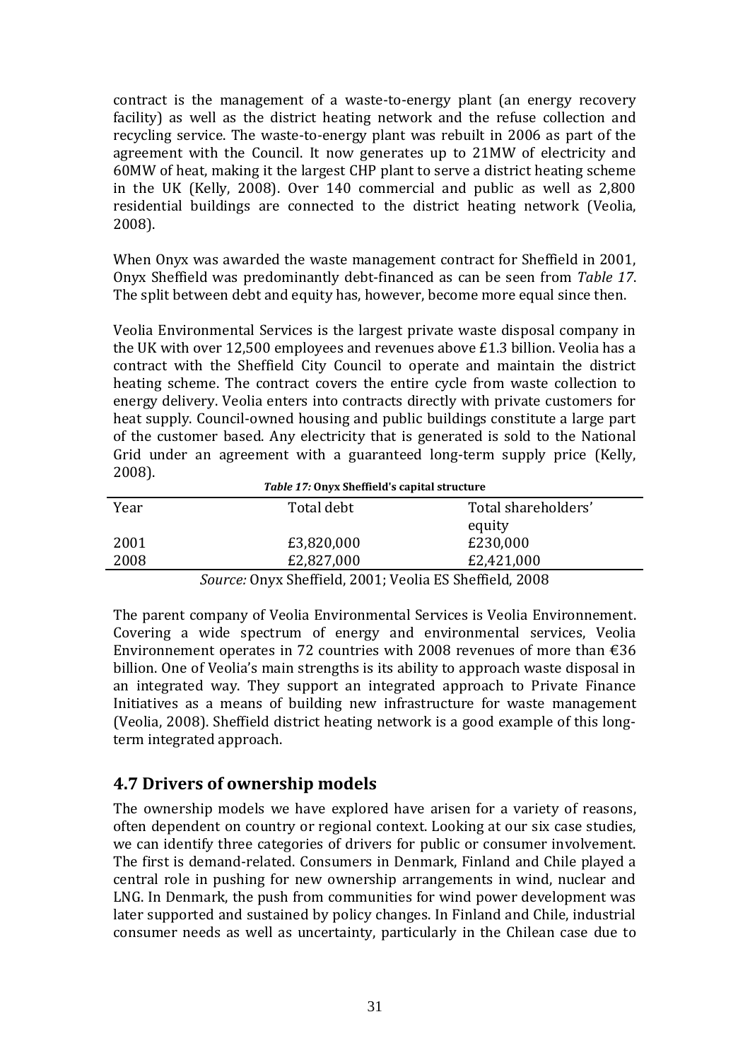contract is the management of a waste-to-energy plant (an energy recovery facility) as well as the district heating network and the refuse collection and recycling service. The waste-to-energy plant was rebuilt in 2006 as part of the agreement with the Council. It now generates up to 21MW of electricity and 60MW of heat, making it the largest CHP plant to serve a district heating scheme in the UK (Kelly, 2008). Over 140 commercial and public as well as 2,800 residential buildings are connected to the district heating network (Veolia, 2008).

When Onyx was awarded the waste management contract for Sheffield in 2001, Onyx Sheffield was predominantly debt-financed as can be seen from *Table 17*. The split between debt and equity has, however, become more equal since then.

Veolia Environmental Services is the largest private waste disposal company in the UK with over 12,500 employees and revenues above £1.3 billion. Veolia has a contract with the Sheffield City Council to operate and maintain the district heating scheme. The contract covers the entire cycle from waste collection to energy delivery. Veolia enters into contracts directly with private customers for heat supply. Council-owned housing and public buildings constitute a large part of the customer based. Any electricity that is generated is sold to the National Grid under an agreement with a guaranteed long-term supply price (Kelly, 2008).

***Table 17:* Onyx Sheffield's capital structure**

| Year | Total debt | Total shareholders' equity |
|---|---|---|
| 2001 | £3,820,000 | £230,000 |
| 2008 | £2,827,000 | £2,421,000 |

*Source:* Onyx Sheffield, 2001; Veolia ES Sheffield, 2008

The parent company of Veolia Environmental Services is Veolia Environnement. Covering a wide spectrum of energy and environmental services, Veolia Environnement operates in 72 countries with 2008 revenues of more than €36 billion. One of Veolia's main strengths is its ability to approach waste disposal in an integrated way. They support an integrated approach to Private Finance Initiatives as a means of building new infrastructure for waste management (Veolia, 2008). Sheffield district heating network is a good example of this long-term integrated approach.

## 4.7 Drivers of ownership models

The ownership models we have explored have arisen for a variety of reasons, often dependent on country or regional context. Looking at our six case studies, we can identify three categories of drivers for public or consumer involvement. The first is demand-related. Consumers in Denmark, Finland and Chile played a central role in pushing for new ownership arrangements in wind, nuclear and LNG. In Denmark, the push from communities for wind power development was later supported and sustained by policy changes. In Finland and Chile, industrial consumer needs as well as uncertainty, particularly in the Chilean case due to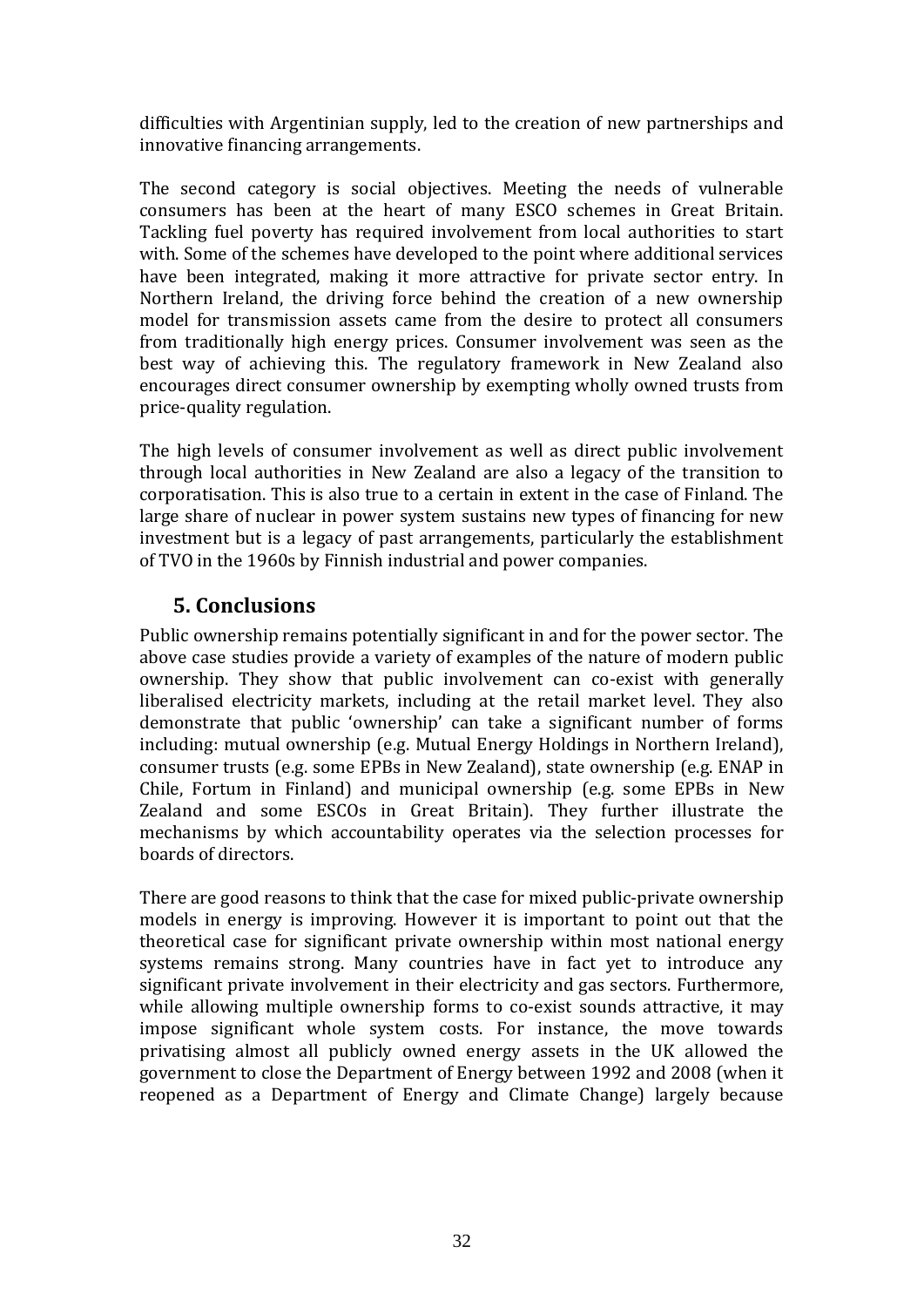difficulties with Argentinian supply, led to the creation of new partnerships and innovative financing arrangements.

The second category is social objectives. Meeting the needs of vulnerable consumers has been at the heart of many ESCO schemes in Great Britain. Tackling fuel poverty has required involvement from local authorities to start with. Some of the schemes have developed to the point where additional services have been integrated, making it more attractive for private sector entry. In Northern Ireland, the driving force behind the creation of a new ownership model for transmission assets came from the desire to protect all consumers from traditionally high energy prices. Consumer involvement was seen as the best way of achieving this. The regulatory framework in New Zealand also encourages direct consumer ownership by exempting wholly owned trusts from price-quality regulation.

The high levels of consumer involvement as well as direct public involvement through local authorities in New Zealand are also a legacy of the transition to corporatisation. This is also true to a certain in extent in the case of Finland. The large share of nuclear in power system sustains new types of financing for new investment but is a legacy of past arrangements, particularly the establishment of TVO in the 1960s by Finnish industrial and power companies.

## 5. Conclusions

Public ownership remains potentially significant in and for the power sector. The above case studies provide a variety of examples of the nature of modern public ownership. They show that public involvement can co-exist with generally liberalised electricity markets, including at the retail market level. They also demonstrate that public 'ownership' can take a significant number of forms including: mutual ownership (e.g. Mutual Energy Holdings in Northern Ireland), consumer trusts (e.g. some EPBs in New Zealand), state ownership (e.g. ENAP in Chile, Fortum in Finland) and municipal ownership (e.g. some EPBs in New Zealand and some ESCOs in Great Britain). They further illustrate the mechanisms by which accountability operates via the selection processes for boards of directors.

There are good reasons to think that the case for mixed public-private ownership models in energy is improving. However it is important to point out that the theoretical case for significant private ownership within most national energy systems remains strong. Many countries have in fact yet to introduce any significant private involvement in their electricity and gas sectors. Furthermore, while allowing multiple ownership forms to co-exist sounds attractive, it may impose significant whole system costs. For instance, the move towards privatising almost all publicly owned energy assets in the UK allowed the government to close the Department of Energy between 1992 and 2008 (when it reopened as a Department of Energy and Climate Change) largely because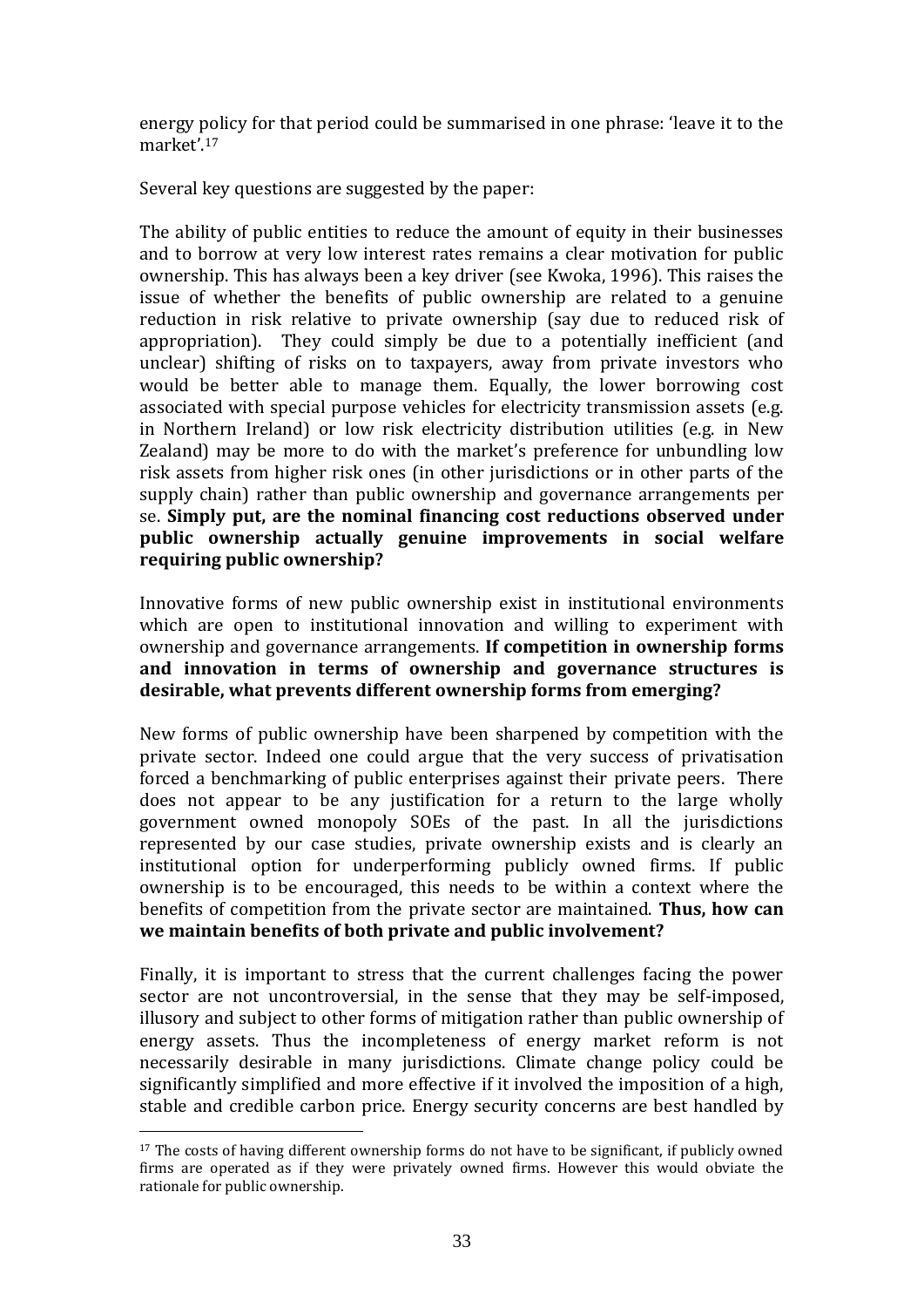energy policy for that period could be summarised in one phrase: 'leave it to the market'.[17]

Several key questions are suggested by the paper:

The ability of public entities to reduce the amount of equity in their businesses and to borrow at very low interest rates remains a clear motivation for public ownership. This has always been a key driver (see Kwoka, 1996). This raises the issue of whether the benefits of public ownership are related to a genuine reduction in risk relative to private ownership (say due to reduced risk of appropriation). They could simply be due to a potentially inefficient (and unclear) shifting of risks on to taxpayers, away from private investors who would be better able to manage them. Equally, the lower borrowing cost associated with special purpose vehicles for electricity transmission assets (e.g. in Northern Ireland) or low risk electricity distribution utilities (e.g. in New Zealand) may be more to do with the market's preference for unbundling low risk assets from higher risk ones (in other jurisdictions or in other parts of the supply chain) rather than public ownership and governance arrangements per se. **Simply put, are the nominal financing cost reductions observed under public ownership actually genuine improvements in social welfare requiring public ownership?**

Innovative forms of new public ownership exist in institutional environments which are open to institutional innovation and willing to experiment with ownership and governance arrangements. **If competition in ownership forms and innovation in terms of ownership and governance structures is desirable, what prevents different ownership forms from emerging?**

New forms of public ownership have been sharpened by competition with the private sector. Indeed one could argue that the very success of privatisation forced a benchmarking of public enterprises against their private peers. There does not appear to be any justification for a return to the large wholly government owned monopoly SOEs of the past. In all the jurisdictions represented by our case studies, private ownership exists and is clearly an institutional option for underperforming publicly owned firms. If public ownership is to be encouraged, this needs to be within a context where the benefits of competition from the private sector are maintained. **Thus, how can we maintain benefits of both private and public involvement?**

Finally, it is important to stress that the current challenges facing the power sector are not uncontroversial, in the sense that they may be self-imposed, illusory and subject to other forms of mitigation rather than public ownership of energy assets. Thus the incompleteness of energy market reform is not necessarily desirable in many jurisdictions. Climate change policy could be significantly simplified and more effective if it involved the imposition of a high, stable and credible carbon price. Energy security concerns are best handled by

[17] The costs of having different ownership forms do not have to be significant, if publicly owned firms are operated as if they were privately owned firms. However this would obviate the rationale for public ownership.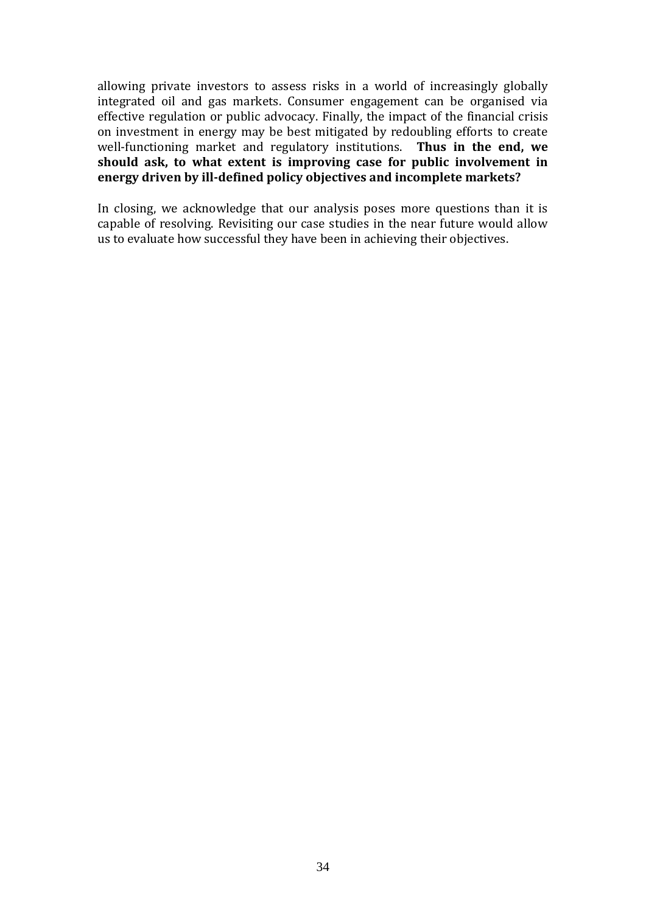allowing private investors to assess risks in a world of increasingly globally integrated oil and gas markets. Consumer engagement can be organised via effective regulation or public advocacy. Finally, the impact of the financial crisis on investment in energy may be best mitigated by redoubling efforts to create well-functioning market and regulatory institutions. **Thus in the end, we should ask, to what extent is improving case for public involvement in energy driven by ill-defined policy objectives and incomplete markets?**

In closing, we acknowledge that our analysis poses more questions than it is capable of resolving. Revisiting our case studies in the near future would allow us to evaluate how successful they have been in achieving their objectives.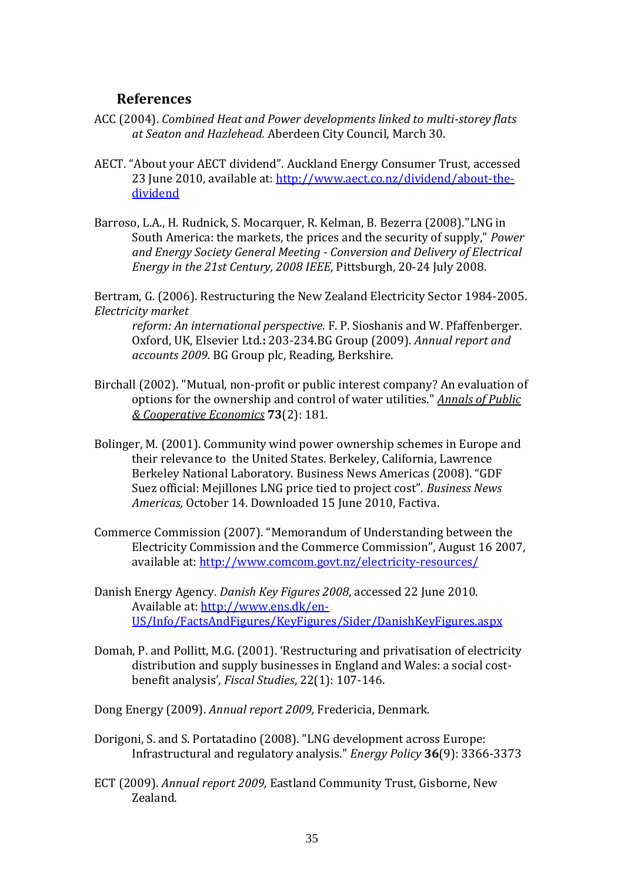## References

ACC (2004). *Combined Heat and Power developments linked to multi-storey flats at Seaton and Hazlehead.* Aberdeen City Council, March 30.

AECT. "About your AECT dividend". Auckland Energy Consumer Trust, accessed 23 June 2010, available at: http://www.aect.co.nz/dividend/about-the-dividend

Barroso, L.A., H. Rudnick, S. Mocarquer, R. Kelman, B. Bezerra (2008)."LNG in South America: the markets, the prices and the security of supply," *Power and Energy Society General Meeting - Conversion and Delivery of Electrical Energy in the 21st Century, 2008 IEEE*, Pittsburgh, 20-24 July 2008.

Bertram, G. (2006). Restructuring the New Zealand Electricity Sector 1984-2005. *Electricity market reform: An international perspective*. F. P. Sioshanis and W. Pfaffenberger. Oxford, UK, Elsevier Ltd.**:** 203-234.BG Group (2009). *Annual report and accounts 2009.* BG Group plc, Reading, Berkshire.

Birchall (2002). "Mutual, non-profit or public interest company? An evaluation of options for the ownership and control of water utilities." *Annals of Public & Cooperative Economics* **73**(2): 181.

Bolinger, M. (2001). Community wind power ownership schemes in Europe and their relevance to the United States. Berkeley, California, Lawrence Berkeley National Laboratory. Business News Americas (2008). "GDF Suez official: Mejillones LNG price tied to project cost". *Business News Americas,* October 14. Downloaded 15 June 2010, Factiva.

Commerce Commission (2007). "Memorandum of Understanding between the Electricity Commission and the Commerce Commission", August 16 2007, available at: http://www.comcom.govt.nz/electricity-resources/

Danish Energy Agency. *Danish Key Figures 2008*, accessed 22 June 2010. Available at: http://www.ens.dk/en-US/Info/FactsAndFigures/KeyFigures/Sider/DanishKeyFigures.aspx

Domah, P. and Pollitt, M.G. (2001). 'Restructuring and privatisation of electricity distribution and supply businesses in England and Wales: a social cost-benefit analysis', *Fiscal Studies*, 22(1): 107-146.

Dong Energy (2009). *Annual report 2009,* Fredericia, Denmark.

Dorigoni, S. and S. Portatadino (2008). "LNG development across Europe: Infrastructural and regulatory analysis." *Energy Policy* **36**(9): 3366-3373

ECT (2009). *Annual report 2009,* Eastland Community Trust, Gisborne, New Zealand.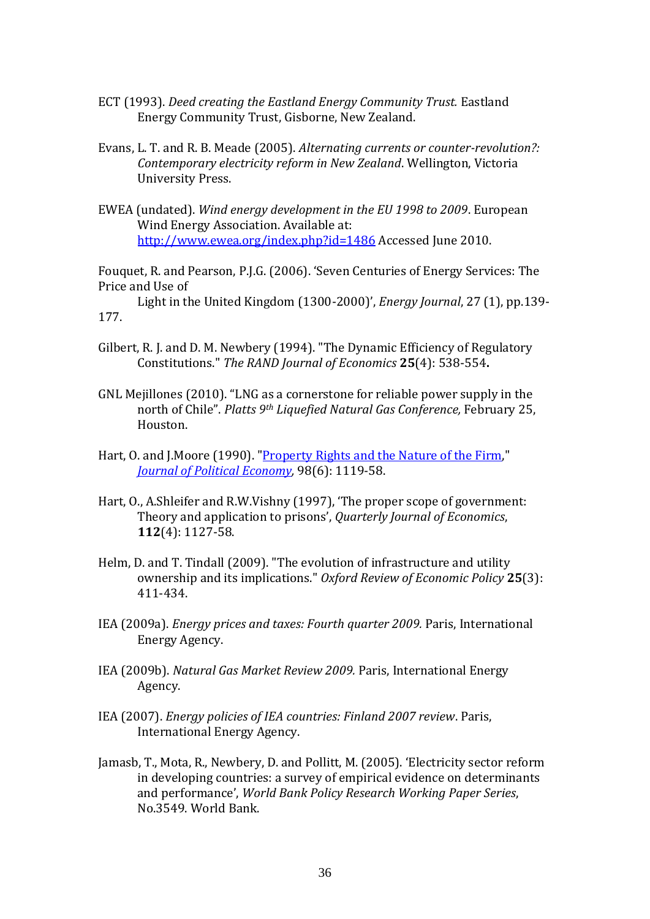ECT (1993). *Deed creating the Eastland Energy Community Trust.* Eastland Energy Community Trust, Gisborne, New Zealand.

Evans, L. T. and R. B. Meade (2005). *Alternating currents or counter-revolution?: Contemporary electricity reform in New Zealand*. Wellington, Victoria University Press.

EWEA (undated). *Wind energy development in the EU 1998 to 2009*. European Wind Energy Association. Available at: [http://www.ewea.org/index.php?id=1486](http://www.ewea.org/index.php?id=1486) Accessed June 2010.

Fouquet, R. and Pearson, P.J.G. (2006). 'Seven Centuries of Energy Services: The Price and Use of Light in the United Kingdom (1300-2000)', *Energy Journal*, 27 (1), pp.139-177.

Gilbert, R. J. and D. M. Newbery (1994). "The Dynamic Efficiency of Regulatory Constitutions." *The RAND Journal of Economics* **25**(4): 538-554**.**

GNL Mejillones (2010). "LNG as a cornerstone for reliable power supply in the north of Chile". *Platts 9th Liquefied Natural Gas Conference,* February 25, Houston.

Hart, O. and J.Moore (1990). "[Property Rights and the Nature of the Firm](#)," *[Journal of Political Economy](#)*, 98(6): 1119-58.

Hart, O., A.Shleifer and R.W.Vishny (1997), 'The proper scope of government: Theory and application to prisons', *Quarterly Journal of Economics*, **112**(4): 1127-58.

Helm, D. and T. Tindall (2009). "The evolution of infrastructure and utility ownership and its implications." *Oxford Review of Economic Policy* **25**(3): 411-434.

IEA (2009a). *Energy prices and taxes: Fourth quarter 2009.* Paris, International Energy Agency.

IEA (2009b). *Natural Gas Market Review 2009.* Paris, International Energy Agency.

IEA (2007). *Energy policies of IEA countries: Finland 2007 review*. Paris, International Energy Agency.

Jamasb, T., Mota, R., Newbery, D. and Pollitt, M. (2005). 'Electricity sector reform in developing countries: a survey of empirical evidence on determinants and performance', *World Bank Policy Research Working Paper Series*, No.3549. World Bank.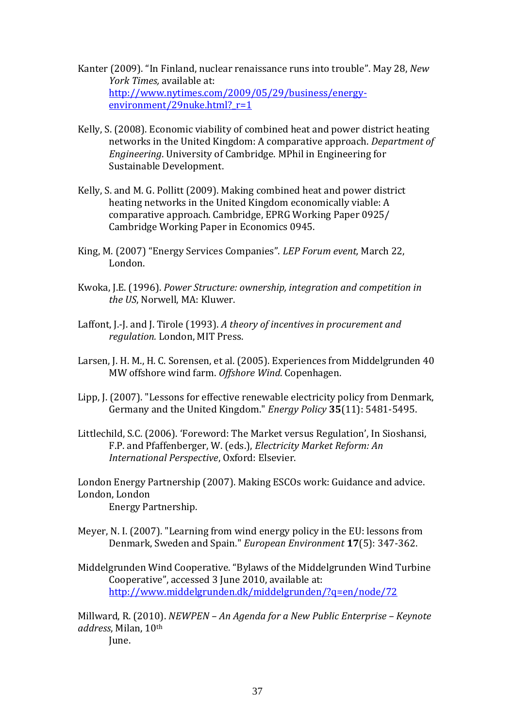Kanter (2009). “In Finland, nuclear renaissance runs into trouble”. May 28, *New York Times,* available at: http://www.nytimes.com/2009/05/29/business/energy-environment/29nuke.html?_r=1

Kelly, S. (2008). Economic viability of combined heat and power district heating networks in the United Kingdom: A comparative approach. *Department of Engineering*. University of Cambridge. MPhil in Engineering for Sustainable Development.

Kelly, S. and M. G. Pollitt (2009). Making combined heat and power district heating networks in the United Kingdom economically viable: A comparative approach. Cambridge, EPRG Working Paper 0925/ Cambridge Working Paper in Economics 0945.

King, M. (2007) “Energy Services Companies”. *LEP Forum event,* March 22, London.

Kwoka, J.E. (1996). *Power Structure: ownership, integration and competition in the US*, Norwell, MA: Kluwer.

Laffont, J.-J. and J. Tirole (1993). *A theory of incentives in procurement and regulation.* London, MIT Press.

Larsen, J. H. M., H. C. Sorensen, et al. (2005). Experiences from Middelgrunden 40 MW offshore wind farm. *Offshore Wind*. Copenhagen.

Lipp, J. (2007). "Lessons for effective renewable electricity policy from Denmark, Germany and the United Kingdom." *Energy Policy* **35**(11): 5481-5495.

Littlechild, S.C. (2006). ‘Foreword: The Market versus Regulation’, In Sioshansi, F.P. and Pfaffenberger, W. (eds.), *Electricity Market Reform: An International Perspective*, Oxford: Elsevier.

London Energy Partnership (2007). Making ESCOs work: Guidance and advice. London, London Energy Partnership.

Meyer, N. I. (2007). "Learning from wind energy policy in the EU: lessons from Denmark, Sweden and Spain." *European Environment* **17**(5): 347-362.

Middelgrunden Wind Cooperative. “Bylaws of the Middelgrunden Wind Turbine Cooperative”, accessed 3 June 2010, available at: http://www.middelgrunden.dk/middelgrunden/?q=en/node/72

Millward, R. (2010). *NEWPEN – An Agenda for a New Public Enterprise – Keynote address*, Milan, 10th June.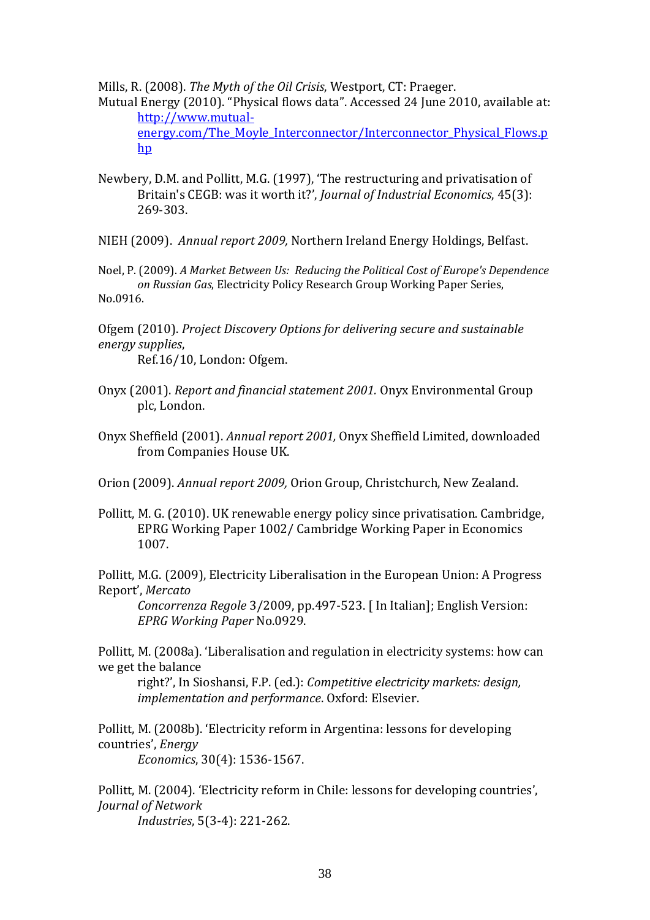Mills, R. (2008). *The Myth of the Oil Crisis*, Westport, CT: Praeger.

Mutual Energy (2010). "Physical flows data". Accessed 24 June 2010, available at: http://www.mutual-energy.com/The_Moyle_Interconnector/Interconnector_Physical_Flows.php

Newbery, D.M. and Pollitt, M.G. (1997), 'The restructuring and privatisation of Britain's CEGB: was it worth it?', *Journal of Industrial Economics*, 45(3): 269-303.

NIEH (2009). *Annual report 2009,* Northern Ireland Energy Holdings, Belfast.

Noel, P. (2009). *A Market Between Us: Reducing the Political Cost of Europe's Dependence on Russian Gas*, Electricity Policy Research Group Working Paper Series, No.0916.

Ofgem (2010). *Project Discovery Options for delivering secure and sustainable energy supplies*, Ref.16/10, London: Ofgem.

Onyx (2001). *Report and financial statement 2001.* Onyx Environmental Group plc, London.

Onyx Sheffield (2001). *Annual report 2001,* Onyx Sheffield Limited, downloaded from Companies House UK.

Orion (2009). *Annual report 2009,* Orion Group, Christchurch, New Zealand.

Pollitt, M. G. (2010). UK renewable energy policy since privatisation. Cambridge, EPRG Working Paper 1002/ Cambridge Working Paper in Economics 1007.

Pollitt, M.G. (2009), Electricity Liberalisation in the European Union: A Progress Report', *Mercato Concorrenza Regole* 3/2009, pp.497-523. [ In Italian]; English Version: *EPRG Working Paper* No.0929.

Pollitt, M. (2008a). 'Liberalisation and regulation in electricity systems: how can we get the balance right?', In Sioshansi, F.P. (ed.): *Competitive electricity markets: design, implementation and performance*. Oxford: Elsevier.

Pollitt, M. (2008b). 'Electricity reform in Argentina: lessons for developing countries', *Energy Economics*, 30(4): 1536-1567.

Pollitt, M. (2004). 'Electricity reform in Chile: lessons for developing countries', *Journal of Network Industries*, 5(3-4): 221-262.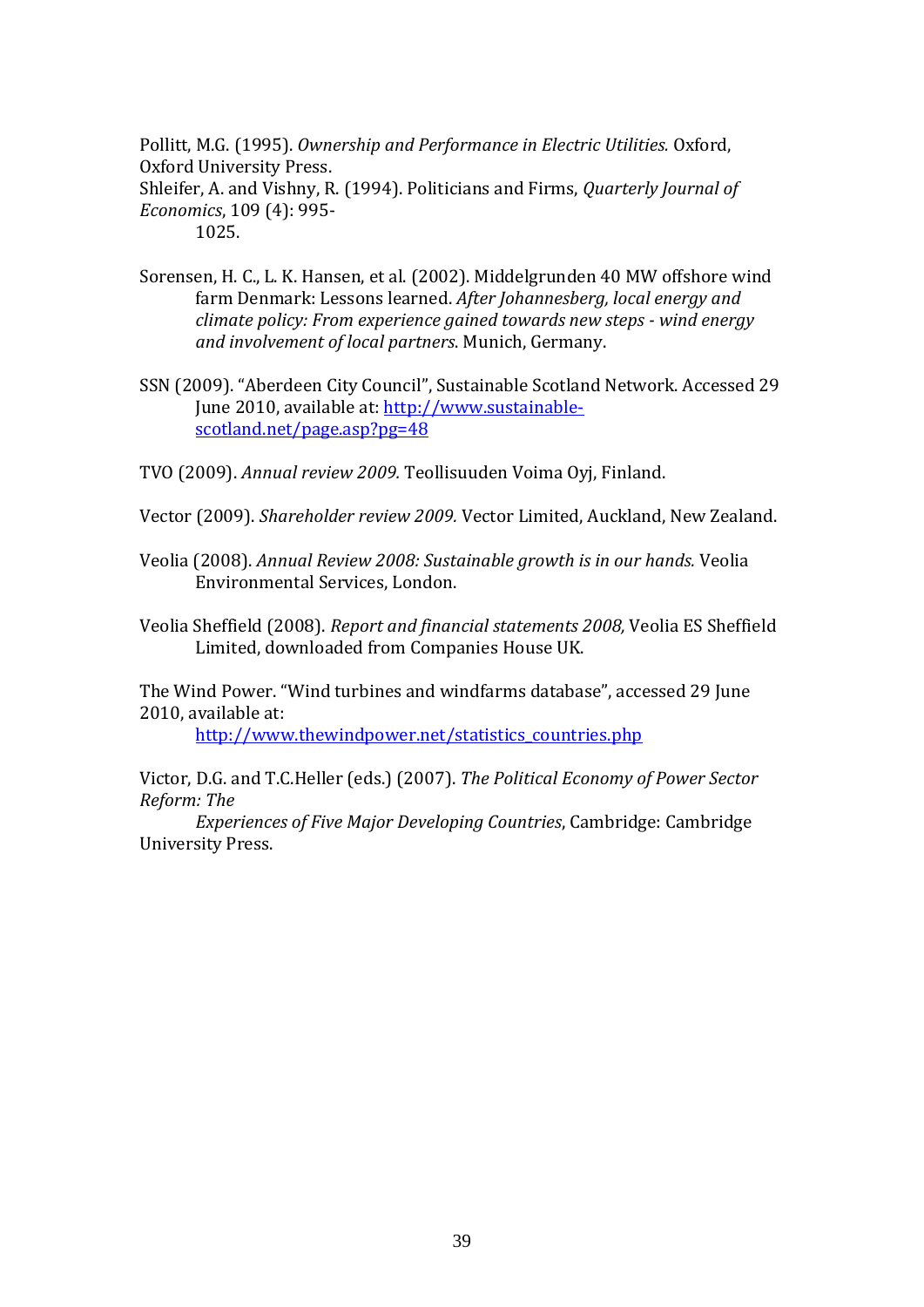Pollitt, M.G. (1995). *Ownership and Performance in Electric Utilities.* Oxford, Oxford University Press.

Shleifer, A. and Vishny, R. (1994). Politicians and Firms, *Quarterly Journal of Economics*, 109 (4): 995-1025.

Sorensen, H. C., L. K. Hansen, et al. (2002). Middelgrunden 40 MW offshore wind farm Denmark: Lessons learned. *After Johannesberg, local energy and climate policy: From experience gained towards new steps - wind energy and involvement of local partners*. Munich, Germany.

SSN (2009). "Aberdeen City Council", Sustainable Scotland Network. Accessed 29 June 2010, available at: http://www.sustainable-scotland.net/page.asp?pg=48

TVO (2009). *Annual review 2009.* Teollisuuden Voima Oyj, Finland.

Vector (2009). *Shareholder review 2009.* Vector Limited, Auckland, New Zealand.

Veolia (2008). *Annual Review 2008: Sustainable growth is in our hands.* Veolia Environmental Services, London.

Veolia Sheffield (2008). *Report and financial statements 2008,* Veolia ES Sheffield Limited, downloaded from Companies House UK.

The Wind Power. "Wind turbines and windfarms database", accessed 29 June 2010, available at: http://www.thewindpower.net/statistics_countries.php

Victor, D.G. and T.C.Heller (eds.) (2007). *The Political Economy of Power Sector Reform: The Experiences of Five Major Developing Countries*, Cambridge: Cambridge University Press.